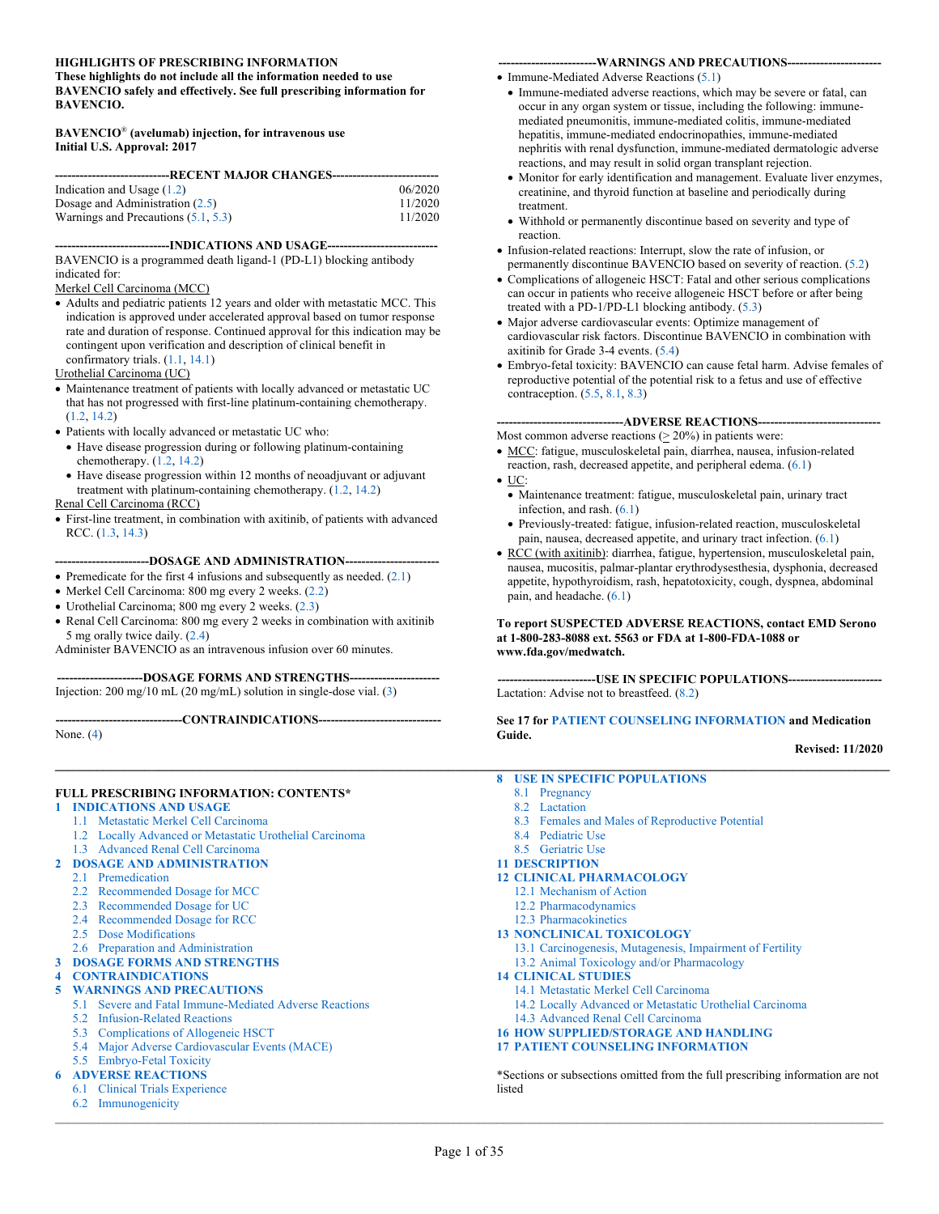**HIGHLIGHTS OF PRESCRIBING INFORMATION**
**These highlights do not include all the information needed to use BAVENCIO safely and effectively. See full prescribing information for BAVENCIO.**

**BAVENCIO® (avelumab) injection, for intravenous use**
**Initial U.S. Approval: 2017**

**----------------------------RECENT MAJOR CHANGES--------------------------**

| | |
|---|---|
| Indication and Usage (1.2) | 06/2020 |
| Dosage and Administration (2.5) | 11/2020 |
| Warnings and Precautions (5.1, 5.3) | 11/2020 |

**----------------------------INDICATIONS AND USAGE---------------------------**

BAVENCIO is a programmed death ligand-1 (PD-L1) blocking antibody indicated for:

Merkel Cell Carcinoma (MCC)

- Adults and pediatric patients 12 years and older with metastatic MCC. This indication is approved under accelerated approval based on tumor response rate and duration of response. Continued approval for this indication may be contingent upon verification and description of clinical benefit in confirmatory trials. (1.1, 14.1)

Urothelial Carcinoma (UC)

- Maintenance treatment of patients with locally advanced or metastatic UC that has not progressed with first-line platinum-containing chemotherapy. (1.2, 14.2)
- Patients with locally advanced or metastatic UC who:
  - Have disease progression during or following platinum-containing chemotherapy. (1.2, 14.2)
  - Have disease progression within 12 months of neoadjuvant or adjuvant treatment with platinum-containing chemotherapy. (1.2, 14.2)

Renal Cell Carcinoma (RCC)

- First-line treatment, in combination with axitinib, of patients with advanced RCC. (1.3, 14.3)

**-----------------------DOSAGE AND ADMINISTRATION-----------------------**

- Premedicate for the first 4 infusions and subsequently as needed. (2.1)
- Merkel Cell Carcinoma: 800 mg every 2 weeks. (2.2)
- Urothelial Carcinoma; 800 mg every 2 weeks. (2.3)
- Renal Cell Carcinoma: 800 mg every 2 weeks in combination with axitinib 5 mg orally twice daily. (2.4)

Administer BAVENCIO as an intravenous infusion over 60 minutes.

**---------------------DOSAGE FORMS AND STRENGTHS----------------------**

Injection: 200 mg/10 mL (20 mg/mL) solution in single-dose vial. (3)

**-------------------------------CONTRAINDICATIONS------------------------------**

None. (4)

**------------------------WARNINGS AND PRECAUTIONS-----------------------**

- Immune-Mediated Adverse Reactions (5.1)
  - Immune-mediated adverse reactions, which may be severe or fatal, can occur in any organ system or tissue, including the following: immune-mediated pneumonitis, immune-mediated colitis, immune-mediated hepatitis, immune-mediated endocrinopathies, immune-mediated nephritis with renal dysfunction, immune-mediated dermatologic adverse reactions, and may result in solid organ transplant rejection.
  - Monitor for early identification and management. Evaluate liver enzymes, creatinine, and thyroid function at baseline and periodically during treatment.
  - Withhold or permanently discontinue based on severity and type of reaction.
- Infusion-related reactions: Interrupt, slow the rate of infusion, or permanently discontinue BAVENCIO based on severity of reaction. (5.2)
- Complications of allogeneic HSCT: Fatal and other serious complications can occur in patients who receive allogeneic HSCT before or after being treated with a PD-1/PD-L1 blocking antibody. (5.3)
- Major adverse cardiovascular events: Optimize management of cardiovascular risk factors. Discontinue BAVENCIO in combination with axitinib for Grade 3-4 events. (5.4)
- Embryo-fetal toxicity: BAVENCIO can cause fetal harm. Advise females of reproductive potential of the potential risk to a fetus and use of effective contraception. (5.5, 8.1, 8.3)

**-------------------------------ADVERSE REACTIONS------------------------------**

Most common adverse reactions (≥ 20%) in patients were:

- MCC: fatigue, musculoskeletal pain, diarrhea, nausea, infusion-related reaction, rash, decreased appetite, and peripheral edema. (6.1)
- UC:
  - Maintenance treatment: fatigue, musculoskeletal pain, urinary tract infection, and rash. (6.1)
  - Previously-treated: fatigue, infusion-related reaction, musculoskeletal pain, nausea, decreased appetite, and urinary tract infection. (6.1)
- RCC (with axitinib): diarrhea, fatigue, hypertension, musculoskeletal pain, nausea, mucositis, palmar-plantar erythrodysesthesia, dysphonia, decreased appetite, hypothyroidism, rash, hepatotoxicity, cough, dyspnea, abdominal pain, and headache. (6.1)

**To report SUSPECTED ADVERSE REACTIONS, contact EMD Serono at 1-800-283-8088 ext. 5563 or FDA at 1-800-FDA-1088 or www.fda.gov/medwatch.**

**------------------------USE IN SPECIFIC POPULATIONS-----------------------**

Lactation: Advise not to breastfeed. (8.2)

**See 17 for PATIENT COUNSELING INFORMATION and Medication Guide.**

**Revised: 11/2020**

---

**FULL PRESCRIBING INFORMATION: CONTENTS***

**1 INDICATIONS AND USAGE**
- 1.1 Metastatic Merkel Cell Carcinoma
- 1.2 Locally Advanced or Metastatic Urothelial Carcinoma
- 1.3 Advanced Renal Cell Carcinoma

**2 DOSAGE AND ADMINISTRATION**
- 2.1 Premedication
- 2.2 Recommended Dosage for MCC
- 2.3 Recommended Dosage for UC
- 2.4 Recommended Dosage for RCC
- 2.5 Dose Modifications
- 2.6 Preparation and Administration

**3 DOSAGE FORMS AND STRENGTHS**

**4 CONTRAINDICATIONS**

**5 WARNINGS AND PRECAUTIONS**
- 5.1 Severe and Fatal Immune-Mediated Adverse Reactions
- 5.2 Infusion-Related Reactions
- 5.3 Complications of Allogeneic HSCT
- 5.4 Major Adverse Cardiovascular Events (MACE)
- 5.5 Embryo-Fetal Toxicity

**6 ADVERSE REACTIONS**
- 6.1 Clinical Trials Experience
- 6.2 Immunogenicity

**8 USE IN SPECIFIC POPULATIONS**
- 8.1 Pregnancy
- 8.2 Lactation
- 8.3 Females and Males of Reproductive Potential
- 8.4 Pediatric Use
- 8.5 Geriatric Use

**11 DESCRIPTION**

**12 CLINICAL PHARMACOLOGY**
- 12.1 Mechanism of Action
- 12.2 Pharmacodynamics
- 12.3 Pharmacokinetics

**13 NONCLINICAL TOXICOLOGY**
- 13.1 Carcinogenesis, Mutagenesis, Impairment of Fertility
- 13.2 Animal Toxicology and/or Pharmacology

**14 CLINICAL STUDIES**
- 14.1 Metastatic Merkel Cell Carcinoma
- 14.2 Locally Advanced or Metastatic Urothelial Carcinoma
- 14.3 Advanced Renal Cell Carcinoma

**16 HOW SUPPLIED/STORAGE AND HANDLING**

**17 PATIENT COUNSELING INFORMATION**

*Sections or subsections omitted from the full prescribing information are not listed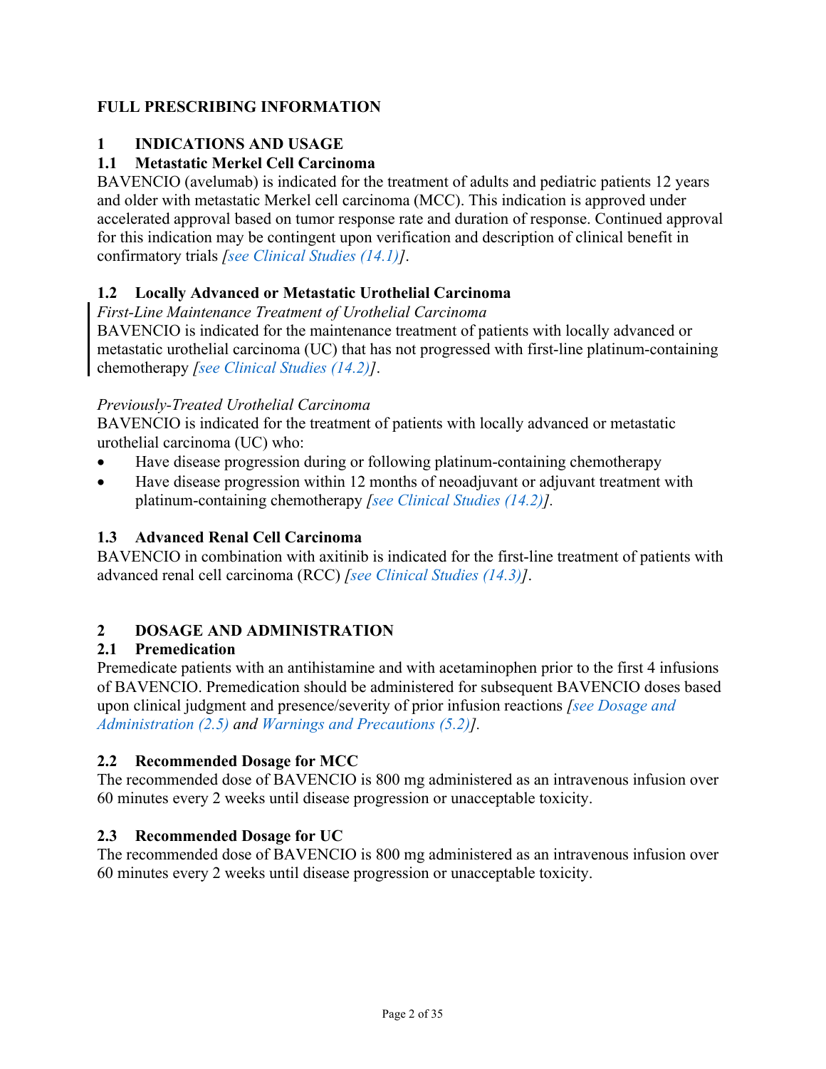# FULL PRESCRIBING INFORMATION

## 1 INDICATIONS AND USAGE

### 1.1 Metastatic Merkel Cell Carcinoma

BAVENCIO (avelumab) is indicated for the treatment of adults and pediatric patients 12 years and older with metastatic Merkel cell carcinoma (MCC). This indication is approved under accelerated approval based on tumor response rate and duration of response. Continued approval for this indication may be contingent upon verification and description of clinical benefit in confirmatory trials *[see Clinical Studies (14.1)]*.

### 1.2 Locally Advanced or Metastatic Urothelial Carcinoma

*First-Line Maintenance Treatment of Urothelial Carcinoma*

BAVENCIO is indicated for the maintenance treatment of patients with locally advanced or metastatic urothelial carcinoma (UC) that has not progressed with first-line platinum-containing chemotherapy *[see Clinical Studies (14.2)]*.

*Previously-Treated Urothelial Carcinoma*

BAVENCIO is indicated for the treatment of patients with locally advanced or metastatic urothelial carcinoma (UC) who:

- Have disease progression during or following platinum-containing chemotherapy
- Have disease progression within 12 months of neoadjuvant or adjuvant treatment with platinum-containing chemotherapy *[see Clinical Studies (14.2)]*.

### 1.3 Advanced Renal Cell Carcinoma

BAVENCIO in combination with axitinib is indicated for the first-line treatment of patients with advanced renal cell carcinoma (RCC) *[see Clinical Studies (14.3)]*.

## 2 DOSAGE AND ADMINISTRATION

### 2.1 Premedication

Premedicate patients with an antihistamine and with acetaminophen prior to the first 4 infusions of BAVENCIO. Premedication should be administered for subsequent BAVENCIO doses based upon clinical judgment and presence/severity of prior infusion reactions *[see Dosage and Administration (2.5) and Warnings and Precautions (5.2)]*.

### 2.2 Recommended Dosage for MCC

The recommended dose of BAVENCIO is 800 mg administered as an intravenous infusion over 60 minutes every 2 weeks until disease progression or unacceptable toxicity.

### 2.3 Recommended Dosage for UC

The recommended dose of BAVENCIO is 800 mg administered as an intravenous infusion over 60 minutes every 2 weeks until disease progression or unacceptable toxicity.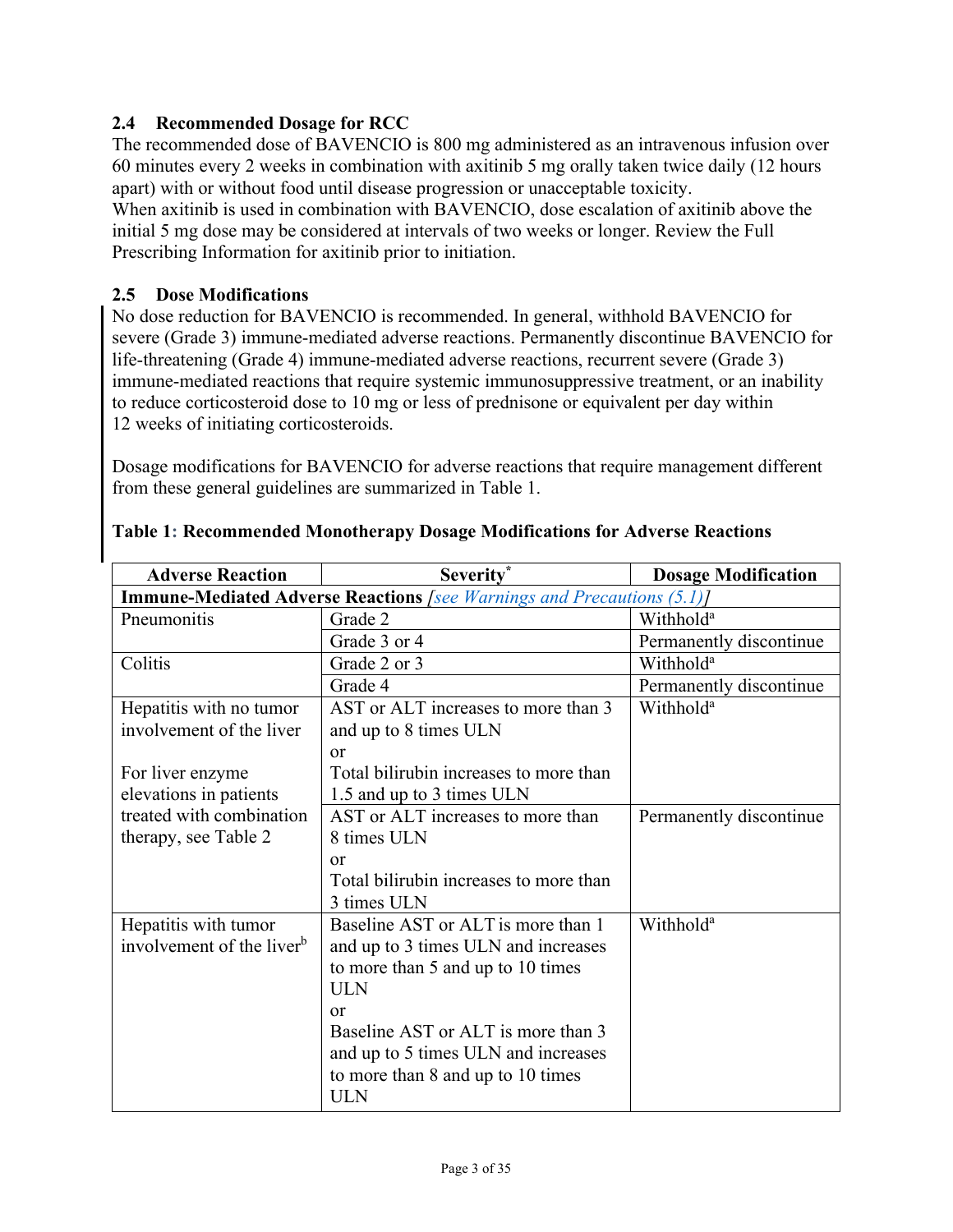### 2.4 Recommended Dosage for RCC

The recommended dose of BAVENCIO is 800 mg administered as an intravenous infusion over 60 minutes every 2 weeks in combination with axitinib 5 mg orally taken twice daily (12 hours apart) with or without food until disease progression or unacceptable toxicity.
When axitinib is used in combination with BAVENCIO, dose escalation of axitinib above the initial 5 mg dose may be considered at intervals of two weeks or longer. Review the Full Prescribing Information for axitinib prior to initiation.

### 2.5 Dose Modifications

No dose reduction for BAVENCIO is recommended. In general, withhold BAVENCIO for severe (Grade 3) immune-mediated adverse reactions. Permanently discontinue BAVENCIO for life-threatening (Grade 4) immune-mediated adverse reactions, recurrent severe (Grade 3) immune-mediated reactions that require systemic immunosuppressive treatment, or an inability to reduce corticosteroid dose to 10 mg or less of prednisone or equivalent per day within 12 weeks of initiating corticosteroids.

Dosage modifications for BAVENCIO for adverse reactions that require management different from these general guidelines are summarized in Table 1.

**Table 1: Recommended Monotherapy Dosage Modifications for Adverse Reactions**

| Adverse Reaction | Severity* | Dosage Modification |
|---|---|---|
| **Immune-Mediated Adverse Reactions** *[see Warnings and Precautions (5.1)]* | | |
| Pneumonitis | Grade 2 | Withhold[a] |
| | Grade 3 or 4 | Permanently discontinue |
| Colitis | Grade 2 or 3 | Withhold[a] |
| | Grade 4 | Permanently discontinue |
| Hepatitis with no tumor involvement of the liver<br><br>For liver enzyme elevations in patients treated with combination therapy, see Table 2 | AST or ALT increases to more than 3 and up to 8 times ULN<br>or<br>Total bilirubin increases to more than 1.5 and up to 3 times ULN | Withhold[a] |
| | AST or ALT increases to more than 8 times ULN<br>or<br>Total bilirubin increases to more than 3 times ULN | Permanently discontinue |
| Hepatitis with tumor involvement of the liver[b] | Baseline AST or ALT is more than 1 and up to 3 times ULN and increases to more than 5 and up to 10 times ULN<br>or<br>Baseline AST or ALT is more than 3 and up to 5 times ULN and increases to more than 8 and up to 10 times ULN | Withhold[a] |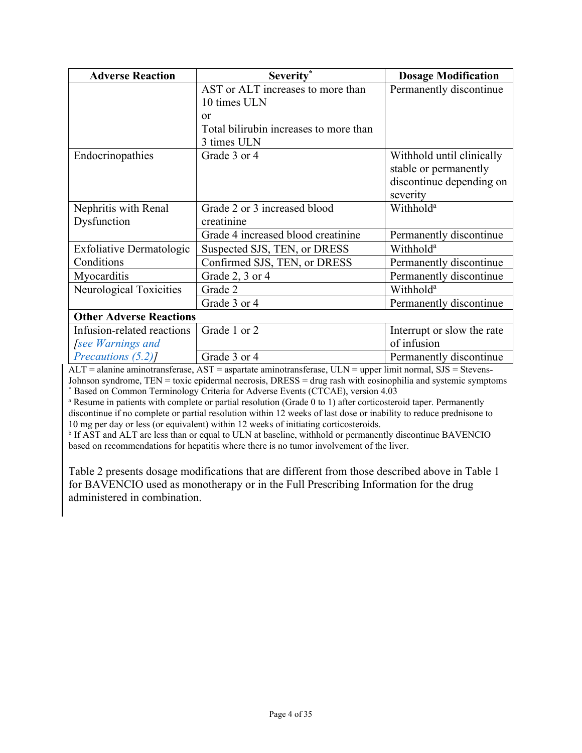| Adverse Reaction | Severity* | Dosage Modification |
| --- | --- | --- |
| | AST or ALT increases to more than 10 times ULN or Total bilirubin increases to more than 3 times ULN | Permanently discontinue |
| Endocrinopathies | Grade 3 or 4 | Withhold until clinically stable or permanently discontinue depending on severity |
| Nephritis with Renal Dysfunction | Grade 2 or 3 increased blood creatinine | Withhold[a] |
| | Grade 4 increased blood creatinine | Permanently discontinue |
| Exfoliative Dermatologic Conditions | Suspected SJS, TEN, or DRESS | Withhold[a] |
| | Confirmed SJS, TEN, or DRESS | Permanently discontinue |
| Myocarditis | Grade 2, 3 or 4 | Permanently discontinue |
| Neurological Toxicities | Grade 2 | Withhold[a] |
| | Grade 3 or 4 | Permanently discontinue |
| **Other Adverse Reactions** | | |
| Infusion-related reactions *[see Warnings and Precautions (5.2)]* | Grade 1 or 2 | Interrupt or slow the rate of infusion |
| | Grade 3 or 4 | Permanently discontinue |

ALT = alanine aminotransferase, AST = aspartate aminotransferase, ULN = upper limit normal, SJS = Stevens-Johnson syndrome, TEN = toxic epidermal necrosis, DRESS = drug rash with eosinophilia and systemic symptoms

\* Based on Common Terminology Criteria for Adverse Events (CTCAE), version 4.03

[a] Resume in patients with complete or partial resolution (Grade 0 to 1) after corticosteroid taper. Permanently discontinue if no complete or partial resolution within 12 weeks of last dose or inability to reduce prednisone to 10 mg per day or less (or equivalent) within 12 weeks of initiating corticosteroids.

[b] If AST and ALT are less than or equal to ULN at baseline, withhold or permanently discontinue BAVENCIO based on recommendations for hepatitis where there is no tumor involvement of the liver.

Table 2 presents dosage modifications that are different from those described above in Table 1 for BAVENCIO used as monotherapy or in the Full Prescribing Information for the drug administered in combination.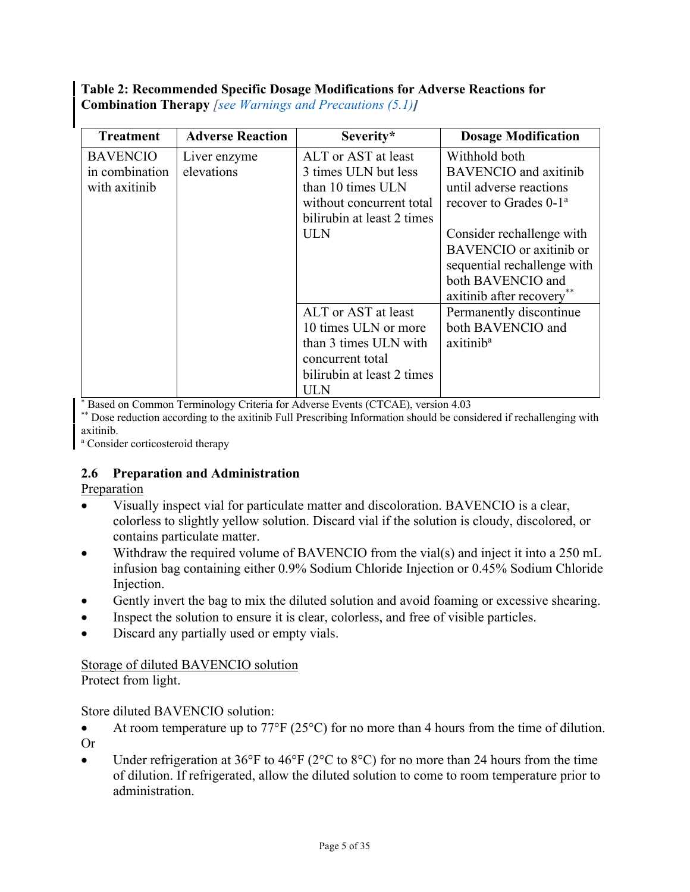**Table 2: Recommended Specific Dosage Modifications for Adverse Reactions for Combination Therapy** *[see Warnings and Precautions (5.1)]*

| Treatment | Adverse Reaction | Severity* | Dosage Modification |
|---|---|---|---|
| BAVENCIO in combination with axitinib | Liver enzyme elevations | ALT or AST at least 3 times ULN but less than 10 times ULN without concurrent total bilirubin at least 2 times ULN | Withhold both BAVENCIO and axitinib until adverse reactions recover to Grades 0-1[a]<br><br>Consider rechallenge with BAVENCIO or axitinib or sequential rechallenge with both BAVENCIO and axitinib after recovery** |
| | | ALT or AST at least 10 times ULN or more than 3 times ULN with concurrent total bilirubin at least 2 times ULN | Permanently discontinue both BAVENCIO and axitinib[a] |

\* Based on Common Terminology Criteria for Adverse Events (CTCAE), version 4.03

** Dose reduction according to the axitinib Full Prescribing Information should be considered if rechallenging with axitinib.

[a] Consider corticosteroid therapy

### 2.6 Preparation and Administration

Preparation

- Visually inspect vial for particulate matter and discoloration. BAVENCIO is a clear, colorless to slightly yellow solution. Discard vial if the solution is cloudy, discolored, or contains particulate matter.
- Withdraw the required volume of BAVENCIO from the vial(s) and inject it into a 250 mL infusion bag containing either 0.9% Sodium Chloride Injection or 0.45% Sodium Chloride Injection.
- Gently invert the bag to mix the diluted solution and avoid foaming or excessive shearing.
- Inspect the solution to ensure it is clear, colorless, and free of visible particles.
- Discard any partially used or empty vials.

Storage of diluted BAVENCIO solution

Protect from light.

Store diluted BAVENCIO solution:

- At room temperature up to 77°F (25°C) for no more than 4 hours from the time of dilution.

Or

- Under refrigeration at 36°F to 46°F (2°C to 8°C) for no more than 24 hours from the time of dilution. If refrigerated, allow the diluted solution to come to room temperature prior to administration.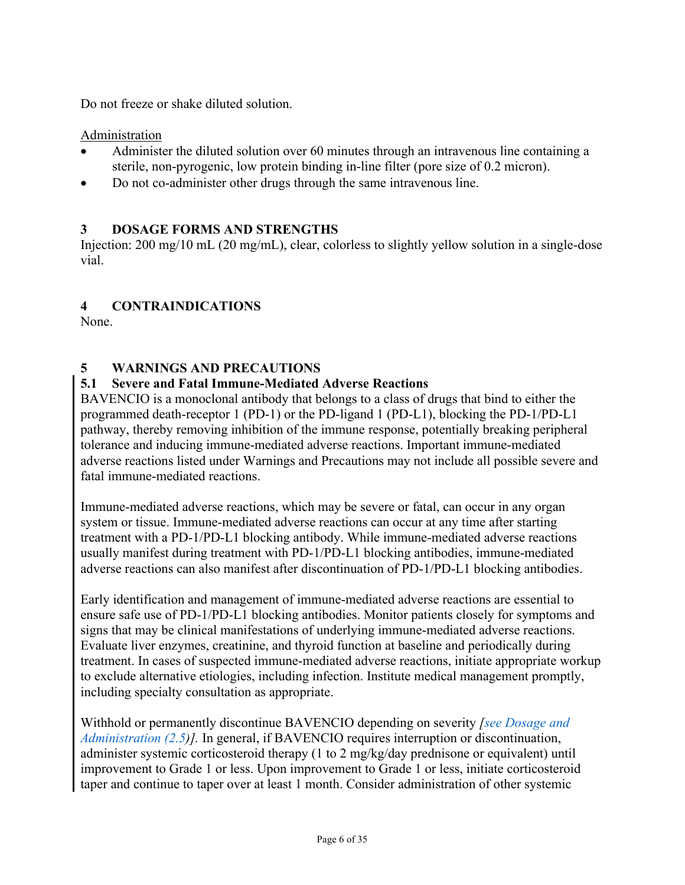Do not freeze or shake diluted solution.

<u>Administration</u>

- Administer the diluted solution over 60 minutes through an intravenous line containing a sterile, non-pyrogenic, low protein binding in-line filter (pore size of 0.2 micron).
- Do not co-administer other drugs through the same intravenous line.

## 3 DOSAGE FORMS AND STRENGTHS

Injection: 200 mg/10 mL (20 mg/mL), clear, colorless to slightly yellow solution in a single-dose vial.

## 4 CONTRAINDICATIONS

None.

## 5 WARNINGS AND PRECAUTIONS

### 5.1 Severe and Fatal Immune-Mediated Adverse Reactions

BAVENCIO is a monoclonal antibody that belongs to a class of drugs that bind to either the programmed death-receptor 1 (PD-1) or the PD-ligand 1 (PD-L1), blocking the PD-1/PD-L1 pathway, thereby removing inhibition of the immune response, potentially breaking peripheral tolerance and inducing immune-mediated adverse reactions. Important immune-mediated adverse reactions listed under Warnings and Precautions may not include all possible severe and fatal immune-mediated reactions.

Immune-mediated adverse reactions, which may be severe or fatal, can occur in any organ system or tissue. Immune-mediated adverse reactions can occur at any time after starting treatment with a PD-1/PD-L1 blocking antibody. While immune-mediated adverse reactions usually manifest during treatment with PD-1/PD-L1 blocking antibodies, immune-mediated adverse reactions can also manifest after discontinuation of PD-1/PD-L1 blocking antibodies.

Early identification and management of immune-mediated adverse reactions are essential to ensure safe use of PD-1/PD-L1 blocking antibodies. Monitor patients closely for symptoms and signs that may be clinical manifestations of underlying immune-mediated adverse reactions. Evaluate liver enzymes, creatinine, and thyroid function at baseline and periodically during treatment. In cases of suspected immune-mediated adverse reactions, initiate appropriate workup to exclude alternative etiologies, including infection. Institute medical management promptly, including specialty consultation as appropriate.

Withhold or permanently discontinue BAVENCIO depending on severity *[see Dosage and Administration (2.5)]*. In general, if BAVENCIO requires interruption or discontinuation, administer systemic corticosteroid therapy (1 to 2 mg/kg/day prednisone or equivalent) until improvement to Grade 1 or less. Upon improvement to Grade 1 or less, initiate corticosteroid taper and continue to taper over at least 1 month. Consider administration of other systemic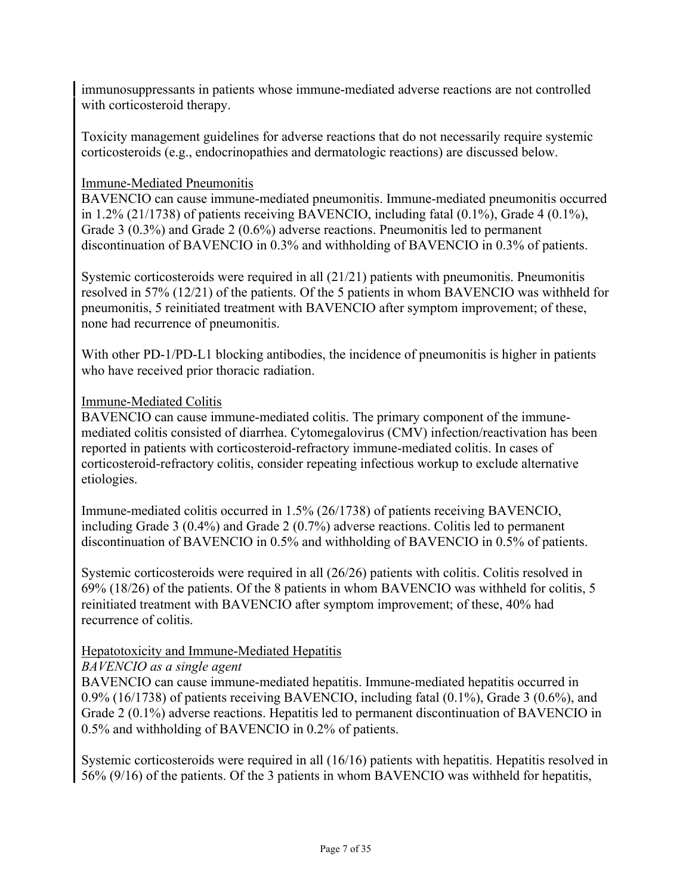immunosuppressants in patients whose immune-mediated adverse reactions are not controlled with corticosteroid therapy.

Toxicity management guidelines for adverse reactions that do not necessarily require systemic corticosteroids (e.g., endocrinopathies and dermatologic reactions) are discussed below.

Immune-Mediated Pneumonitis

BAVENCIO can cause immune-mediated pneumonitis. Immune-mediated pneumonitis occurred in 1.2% (21/1738) of patients receiving BAVENCIO, including fatal (0.1%), Grade 4 (0.1%), Grade 3 (0.3%) and Grade 2 (0.6%) adverse reactions. Pneumonitis led to permanent discontinuation of BAVENCIO in 0.3% and withholding of BAVENCIO in 0.3% of patients.

Systemic corticosteroids were required in all (21/21) patients with pneumonitis. Pneumonitis resolved in 57% (12/21) of the patients. Of the 5 patients in whom BAVENCIO was withheld for pneumonitis, 5 reinitiated treatment with BAVENCIO after symptom improvement; of these, none had recurrence of pneumonitis.

With other PD-1/PD-L1 blocking antibodies, the incidence of pneumonitis is higher in patients who have received prior thoracic radiation.

Immune-Mediated Colitis

BAVENCIO can cause immune-mediated colitis. The primary component of the immune-mediated colitis consisted of diarrhea. Cytomegalovirus (CMV) infection/reactivation has been reported in patients with corticosteroid-refractory immune-mediated colitis. In cases of corticosteroid-refractory colitis, consider repeating infectious workup to exclude alternative etiologies.

Immune-mediated colitis occurred in 1.5% (26/1738) of patients receiving BAVENCIO, including Grade 3 (0.4%) and Grade 2 (0.7%) adverse reactions. Colitis led to permanent discontinuation of BAVENCIO in 0.5% and withholding of BAVENCIO in 0.5% of patients.

Systemic corticosteroids were required in all (26/26) patients with colitis. Colitis resolved in 69% (18/26) of the patients. Of the 8 patients in whom BAVENCIO was withheld for colitis, 5 reinitiated treatment with BAVENCIO after symptom improvement; of these, 40% had recurrence of colitis.

Hepatotoxicity and Immune-Mediated Hepatitis

*BAVENCIO as a single agent*

BAVENCIO can cause immune-mediated hepatitis. Immune-mediated hepatitis occurred in 0.9% (16/1738) of patients receiving BAVENCIO, including fatal (0.1%), Grade 3 (0.6%), and Grade 2 (0.1%) adverse reactions. Hepatitis led to permanent discontinuation of BAVENCIO in 0.5% and withholding of BAVENCIO in 0.2% of patients.

Systemic corticosteroids were required in all (16/16) patients with hepatitis. Hepatitis resolved in 56% (9/16) of the patients. Of the 3 patients in whom BAVENCIO was withheld for hepatitis,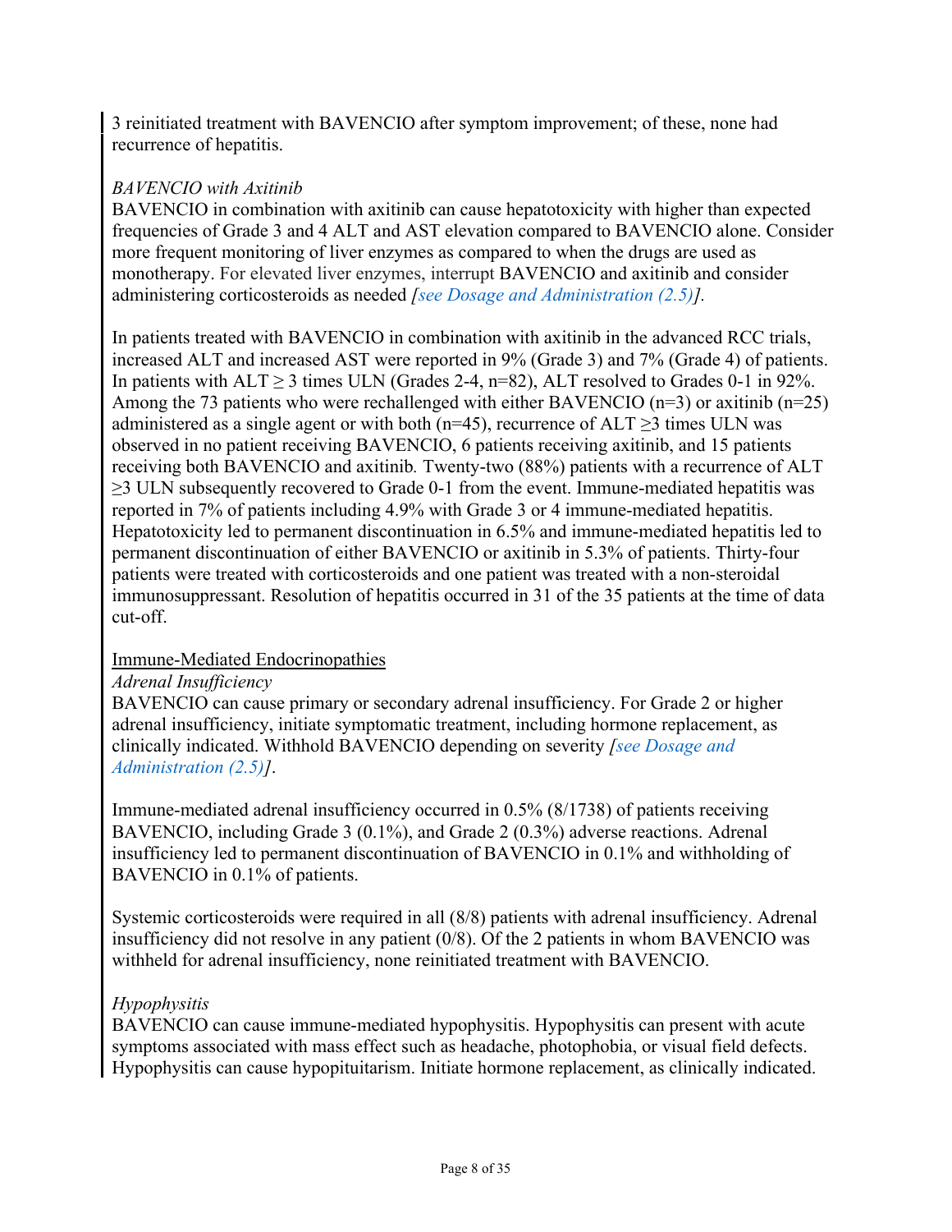3 reinitiated treatment with BAVENCIO after symptom improvement; of these, none had recurrence of hepatitis.

*BAVENCIO with Axitinib*

BAVENCIO in combination with axitinib can cause hepatotoxicity with higher than expected frequencies of Grade 3 and 4 ALT and AST elevation compared to BAVENCIO alone. Consider more frequent monitoring of liver enzymes as compared to when the drugs are used as monotherapy. For elevated liver enzymes, interrupt BAVENCIO and axitinib and consider administering corticosteroids as needed *[see Dosage and Administration (2.5)]*.

In patients treated with BAVENCIO in combination with axitinib in the advanced RCC trials, increased ALT and increased AST were reported in 9% (Grade 3) and 7% (Grade 4) of patients. In patients with ALT ≥ 3 times ULN (Grades 2-4, n=82), ALT resolved to Grades 0-1 in 92%. Among the 73 patients who were rechallenged with either BAVENCIO (n=3) or axitinib (n=25) administered as a single agent or with both (n=45), recurrence of ALT ≥3 times ULN was observed in no patient receiving BAVENCIO, 6 patients receiving axitinib, and 15 patients receiving both BAVENCIO and axitinib. Twenty-two (88%) patients with a recurrence of ALT ≥3 ULN subsequently recovered to Grade 0-1 from the event. Immune-mediated hepatitis was reported in 7% of patients including 4.9% with Grade 3 or 4 immune-mediated hepatitis. Hepatotoxicity led to permanent discontinuation in 6.5% and immune-mediated hepatitis led to permanent discontinuation of either BAVENCIO or axitinib in 5.3% of patients. Thirty-four patients were treated with corticosteroids and one patient was treated with a non-steroidal immunosuppressant. Resolution of hepatitis occurred in 31 of the 35 patients at the time of data cut-off.

Immune-Mediated Endocrinopathies

*Adrenal Insufficiency*

BAVENCIO can cause primary or secondary adrenal insufficiency. For Grade 2 or higher adrenal insufficiency, initiate symptomatic treatment, including hormone replacement, as clinically indicated. Withhold BAVENCIO depending on severity *[see Dosage and Administration (2.5)]*.

Immune-mediated adrenal insufficiency occurred in 0.5% (8/1738) of patients receiving BAVENCIO, including Grade 3 (0.1%), and Grade 2 (0.3%) adverse reactions. Adrenal insufficiency led to permanent discontinuation of BAVENCIO in 0.1% and withholding of BAVENCIO in 0.1% of patients.

Systemic corticosteroids were required in all (8/8) patients with adrenal insufficiency. Adrenal insufficiency did not resolve in any patient (0/8). Of the 2 patients in whom BAVENCIO was withheld for adrenal insufficiency, none reinitiated treatment with BAVENCIO.

*Hypophysitis*

BAVENCIO can cause immune-mediated hypophysitis. Hypophysitis can present with acute symptoms associated with mass effect such as headache, photophobia, or visual field defects. Hypophysitis can cause hypopituitarism. Initiate hormone replacement, as clinically indicated.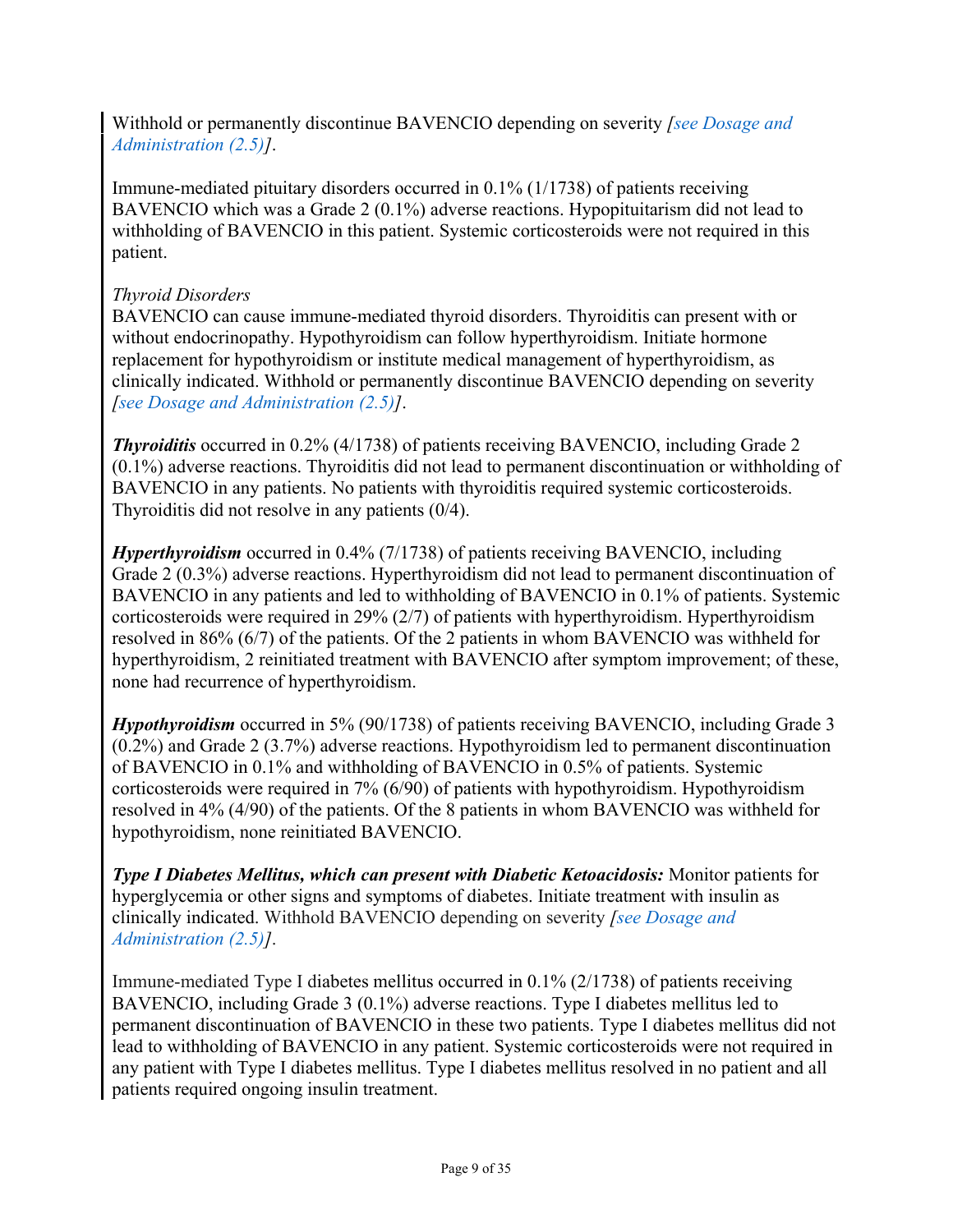Withhold or permanently discontinue BAVENCIO depending on severity *[see Dosage and Administration (2.5)]*.

Immune-mediated pituitary disorders occurred in 0.1% (1/1738) of patients receiving BAVENCIO which was a Grade 2 (0.1%) adverse reactions. Hypopituitarism did not lead to withholding of BAVENCIO in this patient. Systemic corticosteroids were not required in this patient.

*Thyroid Disorders*
BAVENCIO can cause immune-mediated thyroid disorders. Thyroiditis can present with or without endocrinopathy. Hypothyroidism can follow hyperthyroidism. Initiate hormone replacement for hypothyroidism or institute medical management of hyperthyroidism, as clinically indicated. Withhold or permanently discontinue BAVENCIO depending on severity *[see Dosage and Administration (2.5)]*.

***Thyroiditis*** occurred in 0.2% (4/1738) of patients receiving BAVENCIO, including Grade 2 (0.1%) adverse reactions. Thyroiditis did not lead to permanent discontinuation or withholding of BAVENCIO in any patients. No patients with thyroiditis required systemic corticosteroids. Thyroiditis did not resolve in any patients (0/4).

***Hyperthyroidism*** occurred in 0.4% (7/1738) of patients receiving BAVENCIO, including Grade 2 (0.3%) adverse reactions. Hyperthyroidism did not lead to permanent discontinuation of BAVENCIO in any patients and led to withholding of BAVENCIO in 0.1% of patients. Systemic corticosteroids were required in 29% (2/7) of patients with hyperthyroidism. Hyperthyroidism resolved in 86% (6/7) of the patients. Of the 2 patients in whom BAVENCIO was withheld for hyperthyroidism, 2 reinitiated treatment with BAVENCIO after symptom improvement; of these, none had recurrence of hyperthyroidism.

***Hypothyroidism*** occurred in 5% (90/1738) of patients receiving BAVENCIO, including Grade 3 (0.2%) and Grade 2 (3.7%) adverse reactions. Hypothyroidism led to permanent discontinuation of BAVENCIO in 0.1% and withholding of BAVENCIO in 0.5% of patients. Systemic corticosteroids were required in 7% (6/90) of patients with hypothyroidism. Hypothyroidism resolved in 4% (4/90) of the patients. Of the 8 patients in whom BAVENCIO was withheld for hypothyroidism, none reinitiated BAVENCIO.

***Type I Diabetes Mellitus, which can present with Diabetic Ketoacidosis:*** Monitor patients for hyperglycemia or other signs and symptoms of diabetes. Initiate treatment with insulin as clinically indicated. Withhold BAVENCIO depending on severity *[see Dosage and Administration (2.5)]*.

Immune-mediated Type I diabetes mellitus occurred in 0.1% (2/1738) of patients receiving BAVENCIO, including Grade 3 (0.1%) adverse reactions. Type I diabetes mellitus led to permanent discontinuation of BAVENCIO in these two patients. Type I diabetes mellitus did not lead to withholding of BAVENCIO in any patient. Systemic corticosteroids were not required in any patient with Type I diabetes mellitus. Type I diabetes mellitus resolved in no patient and all patients required ongoing insulin treatment.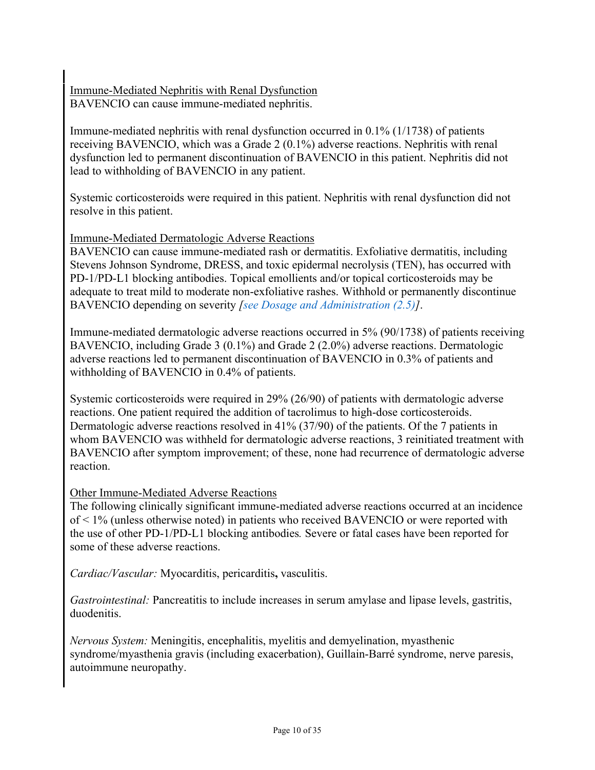Immune-Mediated Nephritis with Renal Dysfunction

BAVENCIO can cause immune-mediated nephritis.

Immune-mediated nephritis with renal dysfunction occurred in 0.1% (1/1738) of patients receiving BAVENCIO, which was a Grade 2 (0.1%) adverse reactions. Nephritis with renal dysfunction led to permanent discontinuation of BAVENCIO in this patient. Nephritis did not lead to withholding of BAVENCIO in any patient.

Systemic corticosteroids were required in this patient. Nephritis with renal dysfunction did not resolve in this patient.

Immune-Mediated Dermatologic Adverse Reactions

BAVENCIO can cause immune-mediated rash or dermatitis. Exfoliative dermatitis, including Stevens Johnson Syndrome, DRESS, and toxic epidermal necrolysis (TEN), has occurred with PD-1/PD-L1 blocking antibodies. Topical emollients and/or topical corticosteroids may be adequate to treat mild to moderate non-exfoliative rashes. Withhold or permanently discontinue BAVENCIO depending on severity *[see Dosage and Administration (2.5)]*.

Immune-mediated dermatologic adverse reactions occurred in 5% (90/1738) of patients receiving BAVENCIO, including Grade 3 (0.1%) and Grade 2 (2.0%) adverse reactions. Dermatologic adverse reactions led to permanent discontinuation of BAVENCIO in 0.3% of patients and withholding of BAVENCIO in 0.4% of patients.

Systemic corticosteroids were required in 29% (26/90) of patients with dermatologic adverse reactions. One patient required the addition of tacrolimus to high-dose corticosteroids. Dermatologic adverse reactions resolved in 41% (37/90) of the patients. Of the 7 patients in whom BAVENCIO was withheld for dermatologic adverse reactions, 3 reinitiated treatment with BAVENCIO after symptom improvement; of these, none had recurrence of dermatologic adverse reaction.

Other Immune-Mediated Adverse Reactions

The following clinically significant immune-mediated adverse reactions occurred at an incidence of < 1% (unless otherwise noted) in patients who received BAVENCIO or were reported with the use of other PD-1/PD-L1 blocking antibodies. Severe or fatal cases have been reported for some of these adverse reactions.

*Cardiac/Vascular:* Myocarditis, pericarditis**,** vasculitis.

*Gastrointestinal:* Pancreatitis to include increases in serum amylase and lipase levels, gastritis, duodenitis.

*Nervous System:* Meningitis, encephalitis, myelitis and demyelination, myasthenic syndrome/myasthenia gravis (including exacerbation), Guillain-Barré syndrome, nerve paresis, autoimmune neuropathy.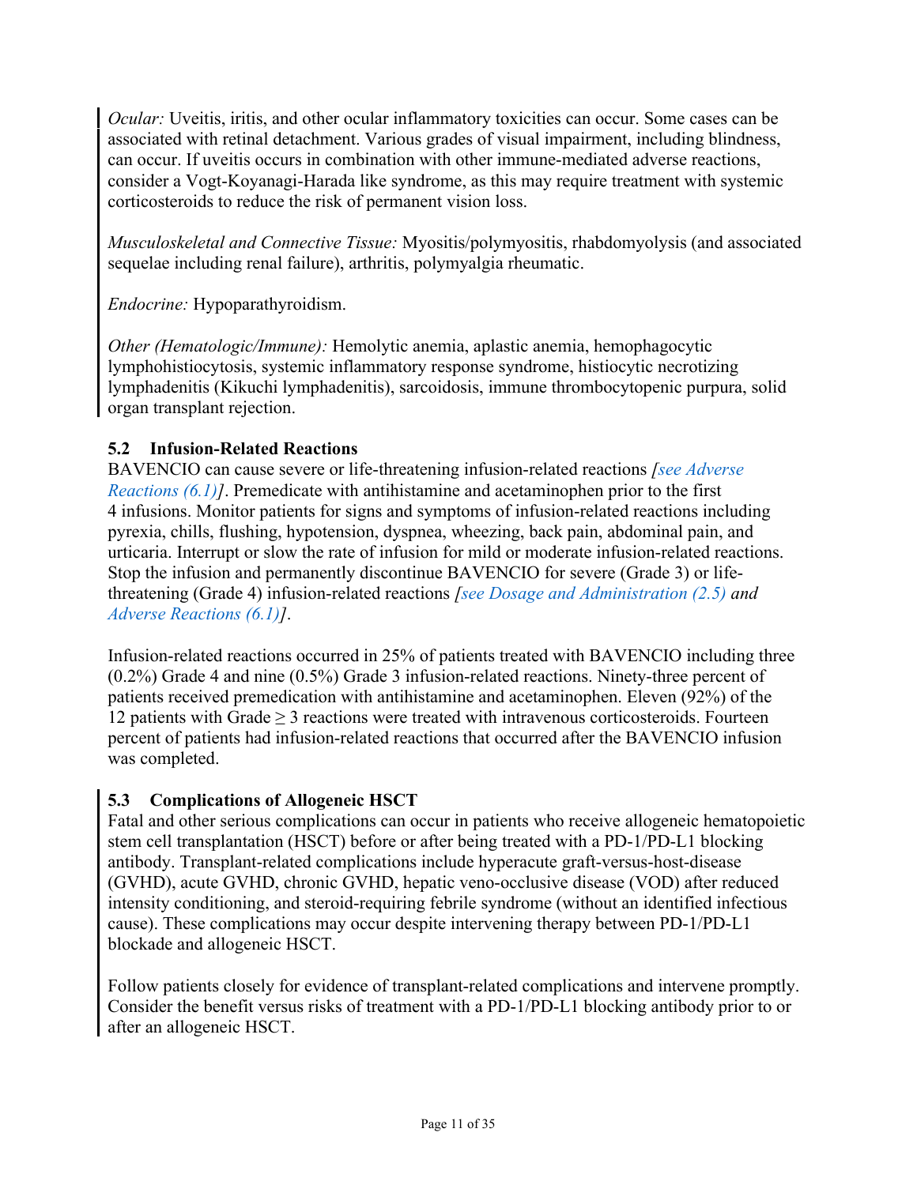*Ocular:* Uveitis, iritis, and other ocular inflammatory toxicities can occur. Some cases can be associated with retinal detachment. Various grades of visual impairment, including blindness, can occur. If uveitis occurs in combination with other immune-mediated adverse reactions, consider a Vogt-Koyanagi-Harada like syndrome, as this may require treatment with systemic corticosteroids to reduce the risk of permanent vision loss.

*Musculoskeletal and Connective Tissue:* Myositis/polymyositis, rhabdomyolysis (and associated sequelae including renal failure), arthritis, polymyalgia rheumatic.

*Endocrine:* Hypoparathyroidism.

*Other (Hematologic/Immune):* Hemolytic anemia, aplastic anemia, hemophagocytic lymphohistiocytosis, systemic inflammatory response syndrome, histiocytic necrotizing lymphadenitis (Kikuchi lymphadenitis), sarcoidosis, immune thrombocytopenic purpura, solid organ transplant rejection.

### 5.2 Infusion-Related Reactions

BAVENCIO can cause severe or life-threatening infusion-related reactions *[see Adverse Reactions (6.1)]*. Premedicate with antihistamine and acetaminophen prior to the first 4 infusions. Monitor patients for signs and symptoms of infusion-related reactions including pyrexia, chills, flushing, hypotension, dyspnea, wheezing, back pain, abdominal pain, and urticaria. Interrupt or slow the rate of infusion for mild or moderate infusion-related reactions. Stop the infusion and permanently discontinue BAVENCIO for severe (Grade 3) or life-threatening (Grade 4) infusion-related reactions *[see Dosage and Administration (2.5) and Adverse Reactions (6.1)]*.

Infusion-related reactions occurred in 25% of patients treated with BAVENCIO including three (0.2%) Grade 4 and nine (0.5%) Grade 3 infusion-related reactions. Ninety-three percent of patients received premedication with antihistamine and acetaminophen. Eleven (92%) of the 12 patients with Grade $\geq$ 3 reactions were treated with intravenous corticosteroids. Fourteen percent of patients had infusion-related reactions that occurred after the BAVENCIO infusion was completed.

### 5.3 Complications of Allogeneic HSCT

Fatal and other serious complications can occur in patients who receive allogeneic hematopoietic stem cell transplantation (HSCT) before or after being treated with a PD-1/PD-L1 blocking antibody. Transplant-related complications include hyperacute graft-versus-host-disease (GVHD), acute GVHD, chronic GVHD, hepatic veno-occlusive disease (VOD) after reduced intensity conditioning, and steroid-requiring febrile syndrome (without an identified infectious cause). These complications may occur despite intervening therapy between PD-1/PD-L1 blockade and allogeneic HSCT.

Follow patients closely for evidence of transplant-related complications and intervene promptly. Consider the benefit versus risks of treatment with a PD-1/PD-L1 blocking antibody prior to or after an allogeneic HSCT.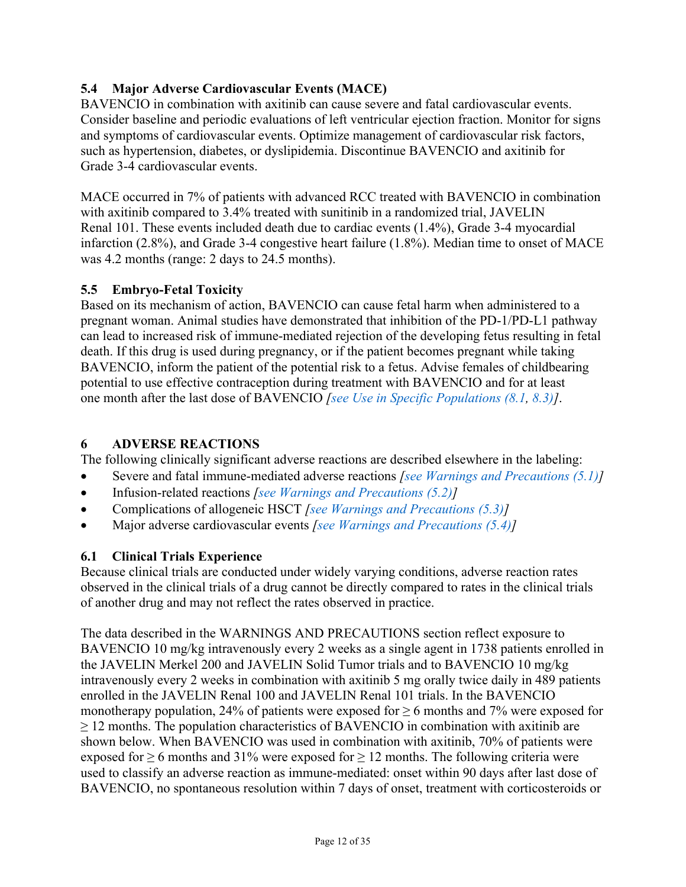### 5.4 Major Adverse Cardiovascular Events (MACE)

BAVENCIO in combination with axitinib can cause severe and fatal cardiovascular events. Consider baseline and periodic evaluations of left ventricular ejection fraction. Monitor for signs and symptoms of cardiovascular events. Optimize management of cardiovascular risk factors, such as hypertension, diabetes, or dyslipidemia. Discontinue BAVENCIO and axitinib for Grade 3-4 cardiovascular events.

MACE occurred in 7% of patients with advanced RCC treated with BAVENCIO in combination with axitinib compared to 3.4% treated with sunitinib in a randomized trial, JAVELIN Renal 101. These events included death due to cardiac events (1.4%), Grade 3-4 myocardial infarction (2.8%), and Grade 3-4 congestive heart failure (1.8%). Median time to onset of MACE was 4.2 months (range: 2 days to 24.5 months).

### 5.5 Embryo-Fetal Toxicity

Based on its mechanism of action, BAVENCIO can cause fetal harm when administered to a pregnant woman. Animal studies have demonstrated that inhibition of the PD-1/PD-L1 pathway can lead to increased risk of immune-mediated rejection of the developing fetus resulting in fetal death. If this drug is used during pregnancy, or if the patient becomes pregnant while taking BAVENCIO, inform the patient of the potential risk to a fetus. Advise females of childbearing potential to use effective contraception during treatment with BAVENCIO and for at least one month after the last dose of BAVENCIO *[see Use in Specific Populations (8.1, 8.3)]*.

## 6 ADVERSE REACTIONS

The following clinically significant adverse reactions are described elsewhere in the labeling:

- Severe and fatal immune-mediated adverse reactions *[see Warnings and Precautions (5.1)]*
- Infusion-related reactions *[see Warnings and Precautions (5.2)]*
- Complications of allogeneic HSCT *[see Warnings and Precautions (5.3)]*
- Major adverse cardiovascular events *[see Warnings and Precautions (5.4)]*

### 6.1 Clinical Trials Experience

Because clinical trials are conducted under widely varying conditions, adverse reaction rates observed in the clinical trials of a drug cannot be directly compared to rates in the clinical trials of another drug and may not reflect the rates observed in practice.

The data described in the WARNINGS AND PRECAUTIONS section reflect exposure to BAVENCIO 10 mg/kg intravenously every 2 weeks as a single agent in 1738 patients enrolled in the JAVELIN Merkel 200 and JAVELIN Solid Tumor trials and to BAVENCIO 10 mg/kg intravenously every 2 weeks in combination with axitinib 5 mg orally twice daily in 489 patients enrolled in the JAVELIN Renal 100 and JAVELIN Renal 101 trials. In the BAVENCIO monotherapy population, 24% of patients were exposed for ≥ 6 months and 7% were exposed for ≥ 12 months. The population characteristics of BAVENCIO in combination with axitinib are shown below. When BAVENCIO was used in combination with axitinib, 70% of patients were exposed for ≥ 6 months and 31% were exposed for ≥ 12 months. The following criteria were used to classify an adverse reaction as immune-mediated: onset within 90 days after last dose of BAVENCIO, no spontaneous resolution within 7 days of onset, treatment with corticosteroids or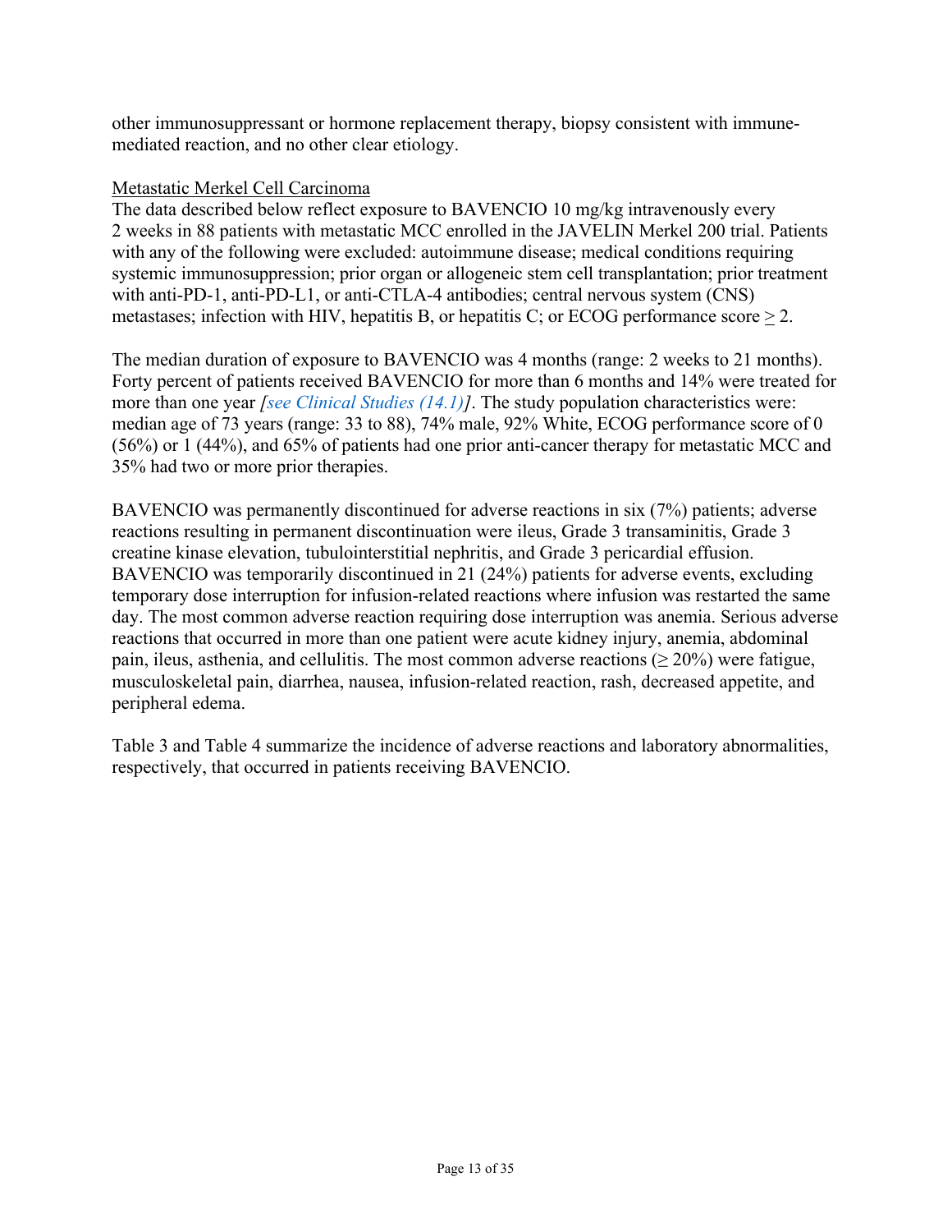other immunosuppressant or hormone replacement therapy, biopsy consistent with immune-mediated reaction, and no other clear etiology.

Metastatic Merkel Cell Carcinoma

The data described below reflect exposure to BAVENCIO 10 mg/kg intravenously every 2 weeks in 88 patients with metastatic MCC enrolled in the JAVELIN Merkel 200 trial. Patients with any of the following were excluded: autoimmune disease; medical conditions requiring systemic immunosuppression; prior organ or allogeneic stem cell transplantation; prior treatment with anti-PD-1, anti-PD-L1, or anti-CTLA-4 antibodies; central nervous system (CNS) metastases; infection with HIV, hepatitis B, or hepatitis C; or ECOG performance score ≥ 2.

The median duration of exposure to BAVENCIO was 4 months (range: 2 weeks to 21 months). Forty percent of patients received BAVENCIO for more than 6 months and 14% were treated for more than one year *[see Clinical Studies (14.1)]*. The study population characteristics were: median age of 73 years (range: 33 to 88), 74% male, 92% White, ECOG performance score of 0 (56%) or 1 (44%), and 65% of patients had one prior anti-cancer therapy for metastatic MCC and 35% had two or more prior therapies.

BAVENCIO was permanently discontinued for adverse reactions in six (7%) patients; adverse reactions resulting in permanent discontinuation were ileus, Grade 3 transaminitis, Grade 3 creatine kinase elevation, tubulointerstitial nephritis, and Grade 3 pericardial effusion. BAVENCIO was temporarily discontinued in 21 (24%) patients for adverse events, excluding temporary dose interruption for infusion-related reactions where infusion was restarted the same day. The most common adverse reaction requiring dose interruption was anemia. Serious adverse reactions that occurred in more than one patient were acute kidney injury, anemia, abdominal pain, ileus, asthenia, and cellulitis. The most common adverse reactions (≥ 20%) were fatigue, musculoskeletal pain, diarrhea, nausea, infusion-related reaction, rash, decreased appetite, and peripheral edema.

Table 3 and Table 4 summarize the incidence of adverse reactions and laboratory abnormalities, respectively, that occurred in patients receiving BAVENCIO.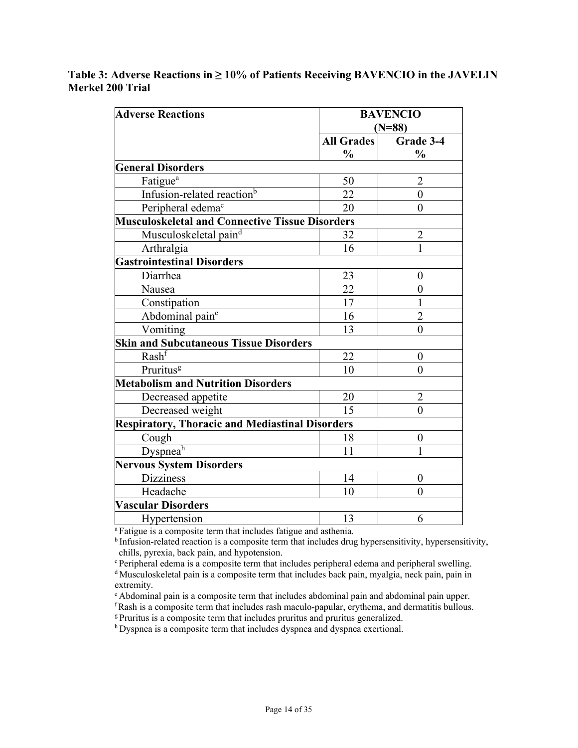**Table 3: Adverse Reactions in ≥ 10% of Patients Receiving BAVENCIO in the JAVELIN Merkel 200 Trial**

| Adverse Reactions | BAVENCIO (N=88) | |
|---|---|---|
| | All Grades % | Grade 3-4 % |
| **General Disorders** | | |
| Fatigue[a] | 50 | 2 |
| Infusion-related reaction[b] | 22 | 0 |
| Peripheral edema[c] | 20 | 0 |
| **Musculoskeletal and Connective Tissue Disorders** | | |
| Musculoskeletal pain[d] | 32 | 2 |
| Arthralgia | 16 | 1 |
| **Gastrointestinal Disorders** | | |
| Diarrhea | 23 | 0 |
| Nausea | 22 | 0 |
| Constipation | 17 | 1 |
| Abdominal pain[e] | 16 | 2 |
| Vomiting | 13 | 0 |
| **Skin and Subcutaneous Tissue Disorders** | | |
| Rash[f] | 22 | 0 |
| Pruritus[g] | 10 | 0 |
| **Metabolism and Nutrition Disorders** | | |
| Decreased appetite | 20 | 2 |
| Decreased weight | 15 | 0 |
| **Respiratory, Thoracic and Mediastinal Disorders** | | |
| Cough | 18 | 0 |
| Dyspnea[h] | 11 | 1 |
| **Nervous System Disorders** | | |
| Dizziness | 14 | 0 |
| Headache | 10 | 0 |
| **Vascular Disorders** | | |
| Hypertension | 13 | 6 |

[a] Fatigue is a composite term that includes fatigue and asthenia.
[b] Infusion-related reaction is a composite term that includes drug hypersensitivity, hypersensitivity, chills, pyrexia, back pain, and hypotension.
[c] Peripheral edema is a composite term that includes peripheral edema and peripheral swelling.
[d] Musculoskeletal pain is a composite term that includes back pain, myalgia, neck pain, pain in extremity.
[e] Abdominal pain is a composite term that includes abdominal pain and abdominal pain upper.
[f] Rash is a composite term that includes rash maculo-papular, erythema, and dermatitis bullous.
[g] Pruritus is a composite term that includes pruritus and pruritus generalized.
[h] Dyspnea is a composite term that includes dyspnea and dyspnea exertional.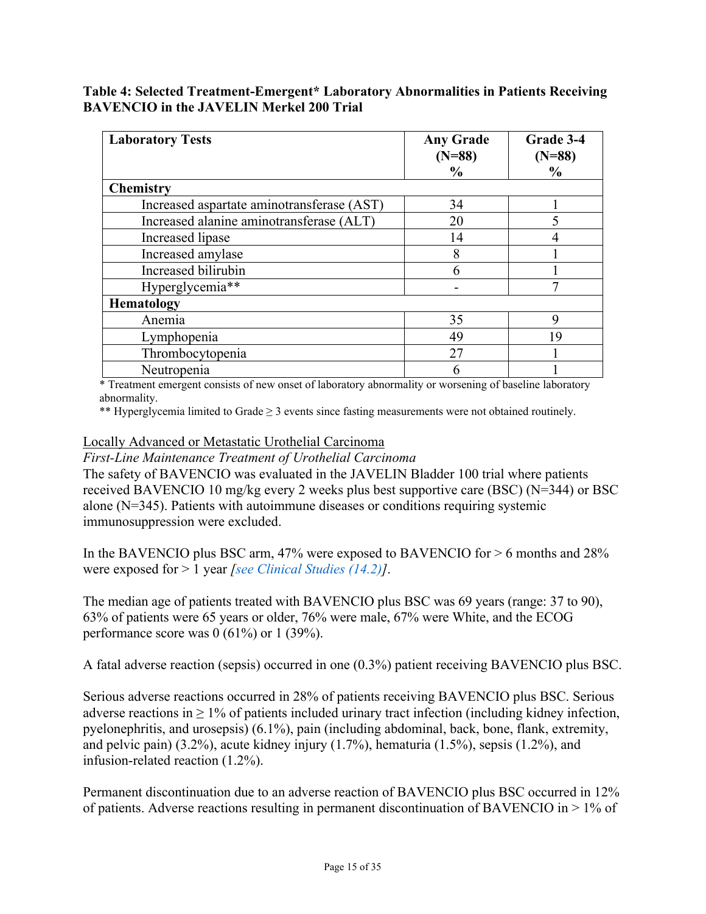**Table 4: Selected Treatment-Emergent* Laboratory Abnormalities in Patients Receiving BAVENCIO in the JAVELIN Merkel 200 Trial**

| Laboratory Tests | Any Grade (N=88) % | Grade 3-4 (N=88) % |
|---|---|---|
| **Chemistry** | | |
| Increased aspartate aminotransferase (AST) | 34 | 1 |
| Increased alanine aminotransferase (ALT) | 20 | 5 |
| Increased lipase | 14 | 4 |
| Increased amylase | 8 | 1 |
| Increased bilirubin | 6 | 1 |
| Hyperglycemia** | - | 7 |
| **Hematology** | | |
| Anemia | 35 | 9 |
| Lymphopenia | 49 | 19 |
| Thrombocytopenia | 27 | 1 |
| Neutropenia | 6 | 1 |

* Treatment emergent consists of new onset of laboratory abnormality or worsening of baseline laboratory abnormality.

** Hyperglycemia limited to Grade ≥ 3 events since fasting measurements were not obtained routinely.

Locally Advanced or Metastatic Urothelial Carcinoma

*First-Line Maintenance Treatment of Urothelial Carcinoma*

The safety of BAVENCIO was evaluated in the JAVELIN Bladder 100 trial where patients received BAVENCIO 10 mg/kg every 2 weeks plus best supportive care (BSC) (N=344) or BSC alone (N=345). Patients with autoimmune diseases or conditions requiring systemic immunosuppression were excluded.

In the BAVENCIO plus BSC arm, 47% were exposed to BAVENCIO for > 6 months and 28% were exposed for > 1 year *[see Clinical Studies (14.2)]*.

The median age of patients treated with BAVENCIO plus BSC was 69 years (range: 37 to 90), 63% of patients were 65 years or older, 76% were male, 67% were White, and the ECOG performance score was 0 (61%) or 1 (39%).

A fatal adverse reaction (sepsis) occurred in one (0.3%) patient receiving BAVENCIO plus BSC.

Serious adverse reactions occurred in 28% of patients receiving BAVENCIO plus BSC. Serious adverse reactions in ≥ 1% of patients included urinary tract infection (including kidney infection, pyelonephritis, and urosepsis) (6.1%), pain (including abdominal, back, bone, flank, extremity, and pelvic pain) (3.2%), acute kidney injury (1.7%), hematuria (1.5%), sepsis (1.2%), and infusion-related reaction (1.2%).

Permanent discontinuation due to an adverse reaction of BAVENCIO plus BSC occurred in 12% of patients. Adverse reactions resulting in permanent discontinuation of BAVENCIO in > 1% of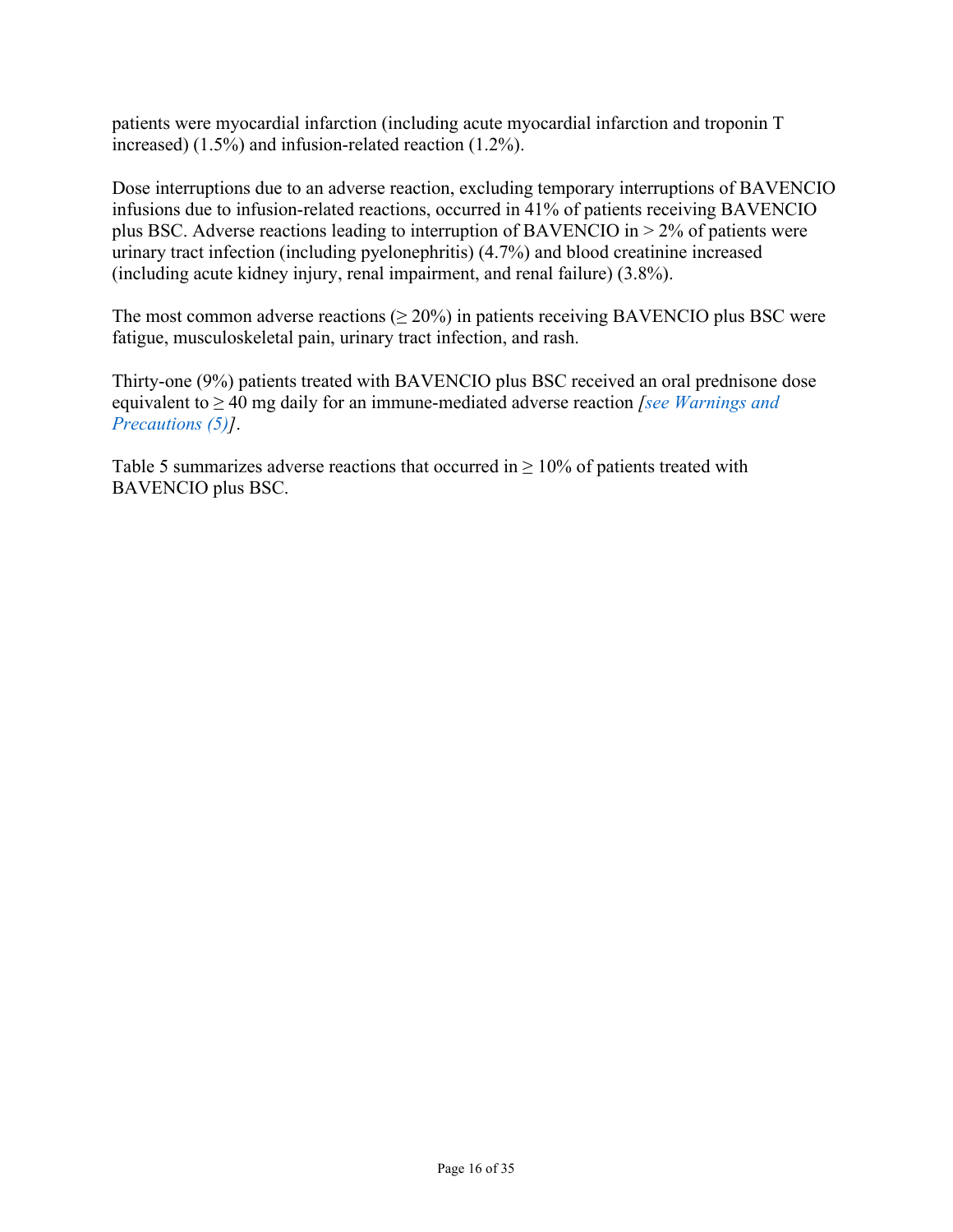patients were myocardial infarction (including acute myocardial infarction and troponin T increased) (1.5%) and infusion-related reaction (1.2%).

Dose interruptions due to an adverse reaction, excluding temporary interruptions of BAVENCIO infusions due to infusion-related reactions, occurred in 41% of patients receiving BAVENCIO plus BSC. Adverse reactions leading to interruption of BAVENCIO in > 2% of patients were urinary tract infection (including pyelonephritis) (4.7%) and blood creatinine increased (including acute kidney injury, renal impairment, and renal failure) (3.8%).

The most common adverse reactions (≥ 20%) in patients receiving BAVENCIO plus BSC were fatigue, musculoskeletal pain, urinary tract infection, and rash.

Thirty-one (9%) patients treated with BAVENCIO plus BSC received an oral prednisone dose equivalent to ≥ 40 mg daily for an immune-mediated adverse reaction *[see Warnings and Precautions (5)]*.

Table 5 summarizes adverse reactions that occurred in ≥ 10% of patients treated with BAVENCIO plus BSC.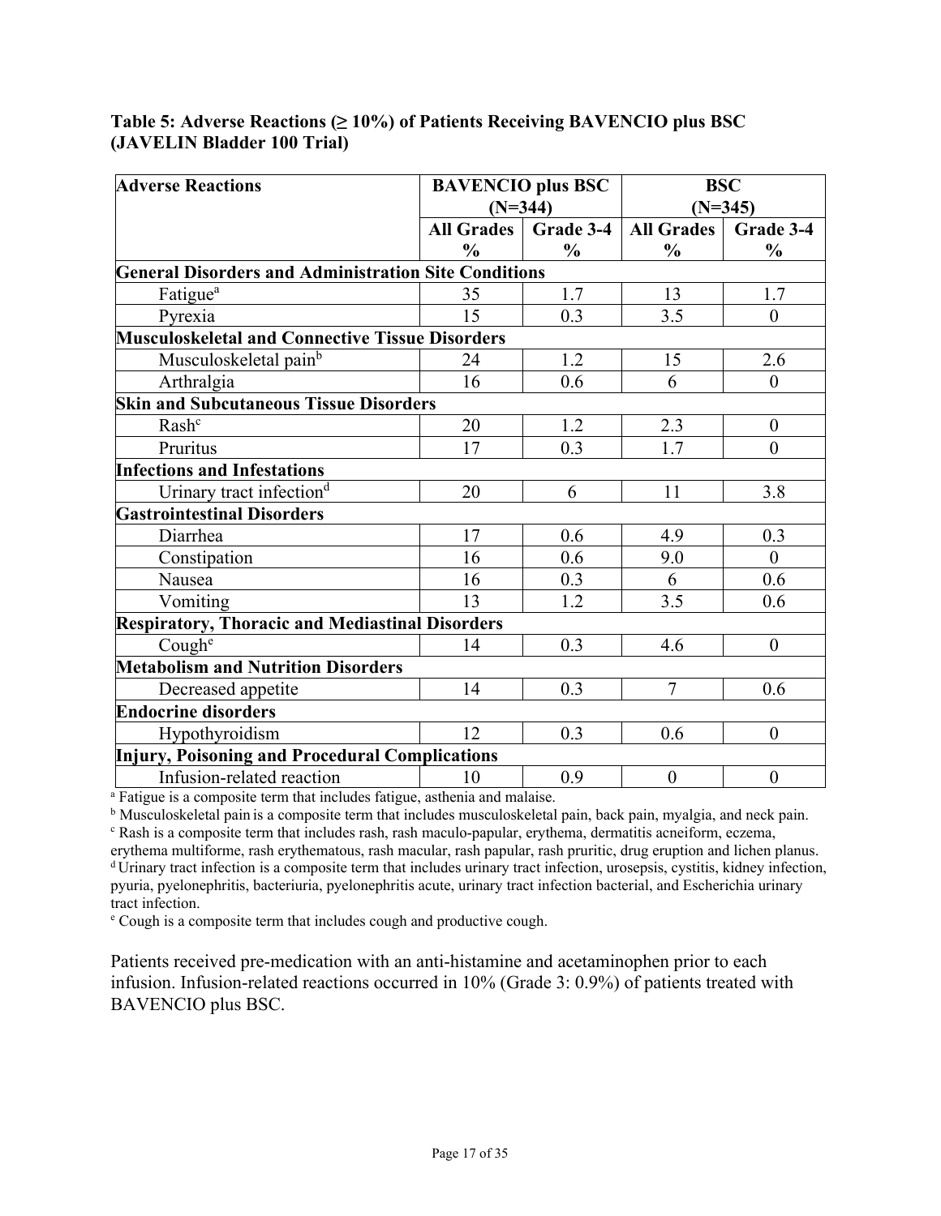**Table 5: Adverse Reactions (≥ 10%) of Patients Receiving BAVENCIO plus BSC (JAVELIN Bladder 100 Trial)**

| Adverse Reactions | BAVENCIO plus BSC (N=344) | | BSC (N=345) | |
|---|---|---|---|---|
| | All Grades % | Grade 3-4 % | All Grades % | Grade 3-4 % |
| **General Disorders and Administration Site Conditions** | | | | |
| Fatigue[a] | 35 | 1.7 | 13 | 1.7 |
| Pyrexia | 15 | 0.3 | 3.5 | 0 |
| **Musculoskeletal and Connective Tissue Disorders** | | | | |
| Musculoskeletal pain[b] | 24 | 1.2 | 15 | 2.6 |
| Arthralgia | 16 | 0.6 | 6 | 0 |
| **Skin and Subcutaneous Tissue Disorders** | | | | |
| Rash[c] | 20 | 1.2 | 2.3 | 0 |
| Pruritus | 17 | 0.3 | 1.7 | 0 |
| **Infections and Infestations** | | | | |
| Urinary tract infection[d] | 20 | 6 | 11 | 3.8 |
| **Gastrointestinal Disorders** | | | | |
| Diarrhea | 17 | 0.6 | 4.9 | 0.3 |
| Constipation | 16 | 0.6 | 9.0 | 0 |
| Nausea | 16 | 0.3 | 6 | 0.6 |
| Vomiting | 13 | 1.2 | 3.5 | 0.6 |
| **Respiratory, Thoracic and Mediastinal Disorders** | | | | |
| Cough[e] | 14 | 0.3 | 4.6 | 0 |
| **Metabolism and Nutrition Disorders** | | | | |
| Decreased appetite | 14 | 0.3 | 7 | 0.6 |
| **Endocrine disorders** | | | | |
| Hypothyroidism | 12 | 0.3 | 0.6 | 0 |
| **Injury, Poisoning and Procedural Complications** | | | | |
| Infusion-related reaction | 10 | 0.9 | 0 | 0 |

[a] Fatigue is a composite term that includes fatigue, asthenia and malaise.
[b] Musculoskeletal pain is a composite term that includes musculoskeletal pain, back pain, myalgia, and neck pain.
[c] Rash is a composite term that includes rash, rash maculo-papular, erythema, dermatitis acneiform, eczema, erythema multiforme, rash erythematous, rash macular, rash papular, rash pruritic, drug eruption and lichen planus.
[d] Urinary tract infection is a composite term that includes urinary tract infection, urosepsis, cystitis, kidney infection, pyuria, pyelonephritis, bacteriuria, pyelonephritis acute, urinary tract infection bacterial, and Escherichia urinary tract infection.
[e] Cough is a composite term that includes cough and productive cough.

Patients received pre-medication with an anti-histamine and acetaminophen prior to each infusion. Infusion-related reactions occurred in 10% (Grade 3: 0.9%) of patients treated with BAVENCIO plus BSC.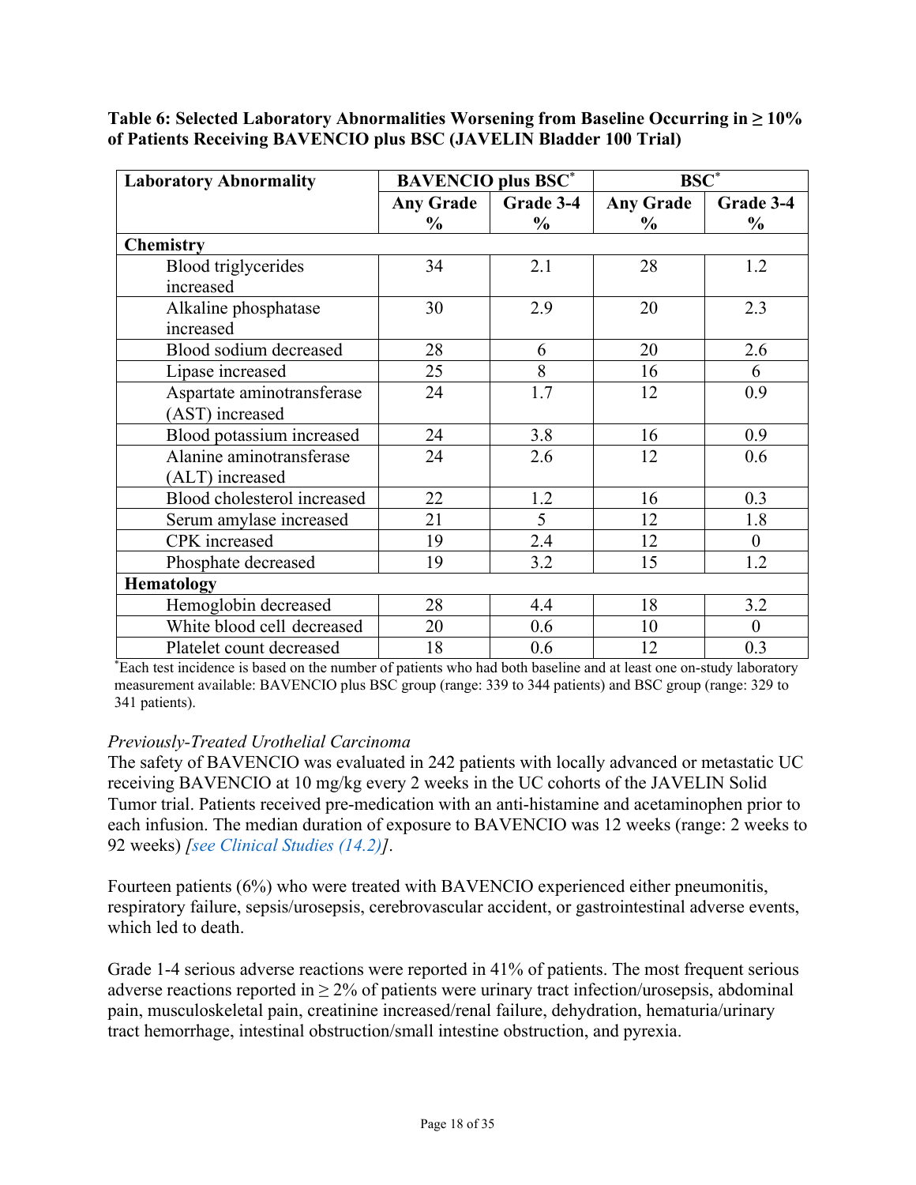**Table 6: Selected Laboratory Abnormalities Worsening from Baseline Occurring in ≥ 10% of Patients Receiving BAVENCIO plus BSC (JAVELIN Bladder 100 Trial)**

| Laboratory Abnormality | BAVENCIO plus BSC* | | BSC* | |
|---|---|---|---|---|
| | Any Grade % | Grade 3-4 % | Any Grade % | Grade 3-4 % |
| **Chemistry** | | | | |
| Blood triglycerides increased | 34 | 2.1 | 28 | 1.2 |
| Alkaline phosphatase increased | 30 | 2.9 | 20 | 2.3 |
| Blood sodium decreased | 28 | 6 | 20 | 2.6 |
| Lipase increased | 25 | 8 | 16 | 6 |
| Aspartate aminotransferase (AST) increased | 24 | 1.7 | 12 | 0.9 |
| Blood potassium increased | 24 | 3.8 | 16 | 0.9 |
| Alanine aminotransferase (ALT) increased | 24 | 2.6 | 12 | 0.6 |
| Blood cholesterol increased | 22 | 1.2 | 16 | 0.3 |
| Serum amylase increased | 21 | 5 | 12 | 1.8 |
| CPK increased | 19 | 2.4 | 12 | 0 |
| Phosphate decreased | 19 | 3.2 | 15 | 1.2 |
| **Hematology** | | | | |
| Hemoglobin decreased | 28 | 4.4 | 18 | 3.2 |
| White blood cell decreased | 20 | 0.6 | 10 | 0 |
| Platelet count decreased | 18 | 0.6 | 12 | 0.3 |

*Each test incidence is based on the number of patients who had both baseline and at least one on-study laboratory measurement available: BAVENCIO plus BSC group (range: 339 to 344 patients) and BSC group (range: 329 to 341 patients).

*Previously-Treated Urothelial Carcinoma*

The safety of BAVENCIO was evaluated in 242 patients with locally advanced or metastatic UC receiving BAVENCIO at 10 mg/kg every 2 weeks in the UC cohorts of the JAVELIN Solid Tumor trial. Patients received pre-medication with an anti-histamine and acetaminophen prior to each infusion. The median duration of exposure to BAVENCIO was 12 weeks (range: 2 weeks to 92 weeks) *[see Clinical Studies (14.2)]*.

Fourteen patients (6%) who were treated with BAVENCIO experienced either pneumonitis, respiratory failure, sepsis/urosepsis, cerebrovascular accident, or gastrointestinal adverse events, which led to death.

Grade 1-4 serious adverse reactions were reported in 41% of patients. The most frequent serious adverse reactions reported in ≥ 2% of patients were urinary tract infection/urosepsis, abdominal pain, musculoskeletal pain, creatinine increased/renal failure, dehydration, hematuria/urinary tract hemorrhage, intestinal obstruction/small intestine obstruction, and pyrexia.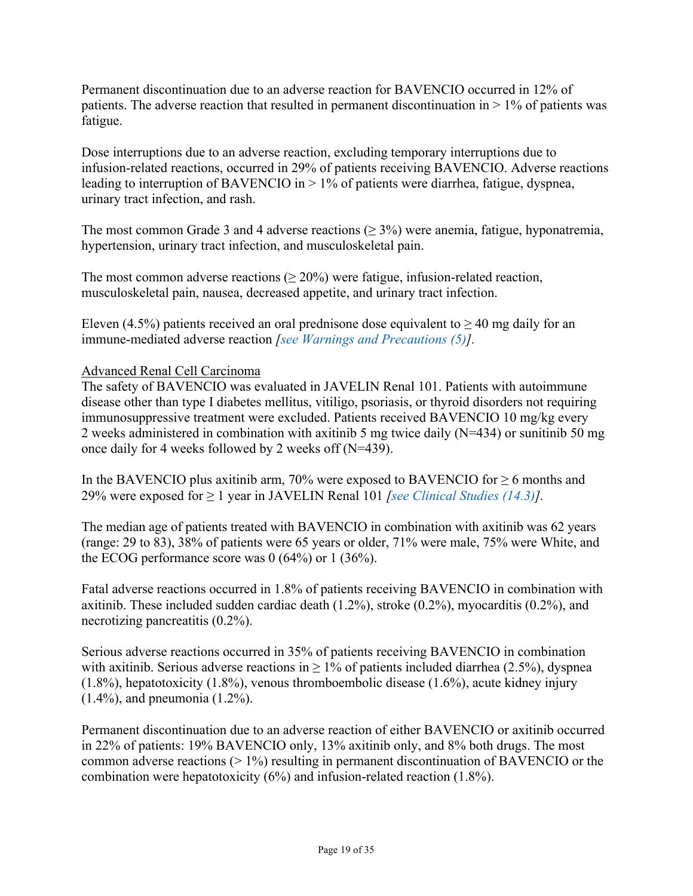Permanent discontinuation due to an adverse reaction for BAVENCIO occurred in 12% of patients. The adverse reaction that resulted in permanent discontinuation in > 1% of patients was fatigue.

Dose interruptions due to an adverse reaction, excluding temporary interruptions due to infusion-related reactions, occurred in 29% of patients receiving BAVENCIO. Adverse reactions leading to interruption of BAVENCIO in > 1% of patients were diarrhea, fatigue, dyspnea, urinary tract infection, and rash.

The most common Grade 3 and 4 adverse reactions (≥ 3%) were anemia, fatigue, hyponatremia, hypertension, urinary tract infection, and musculoskeletal pain.

The most common adverse reactions (≥ 20%) were fatigue, infusion-related reaction, musculoskeletal pain, nausea, decreased appetite, and urinary tract infection.

Eleven (4.5%) patients received an oral prednisone dose equivalent to ≥ 40 mg daily for an immune-mediated adverse reaction *[see Warnings and Precautions (5)]*.

Advanced Renal Cell Carcinoma

The safety of BAVENCIO was evaluated in JAVELIN Renal 101. Patients with autoimmune disease other than type I diabetes mellitus, vitiligo, psoriasis, or thyroid disorders not requiring immunosuppressive treatment were excluded. Patients received BAVENCIO 10 mg/kg every 2 weeks administered in combination with axitinib 5 mg twice daily (N=434) or sunitinib 50 mg once daily for 4 weeks followed by 2 weeks off (N=439).

In the BAVENCIO plus axitinib arm, 70% were exposed to BAVENCIO for ≥ 6 months and 29% were exposed for ≥ 1 year in JAVELIN Renal 101 *[see Clinical Studies (14.3)]*.

The median age of patients treated with BAVENCIO in combination with axitinib was 62 years (range: 29 to 83), 38% of patients were 65 years or older, 71% were male, 75% were White, and the ECOG performance score was 0 (64%) or 1 (36%).

Fatal adverse reactions occurred in 1.8% of patients receiving BAVENCIO in combination with axitinib. These included sudden cardiac death (1.2%), stroke (0.2%), myocarditis (0.2%), and necrotizing pancreatitis (0.2%).

Serious adverse reactions occurred in 35% of patients receiving BAVENCIO in combination with axitinib. Serious adverse reactions in ≥ 1% of patients included diarrhea (2.5%), dyspnea (1.8%), hepatotoxicity (1.8%), venous thromboembolic disease (1.6%), acute kidney injury (1.4%), and pneumonia (1.2%).

Permanent discontinuation due to an adverse reaction of either BAVENCIO or axitinib occurred in 22% of patients: 19% BAVENCIO only, 13% axitinib only, and 8% both drugs. The most common adverse reactions (> 1%) resulting in permanent discontinuation of BAVENCIO or the combination were hepatotoxicity (6%) and infusion-related reaction (1.8%).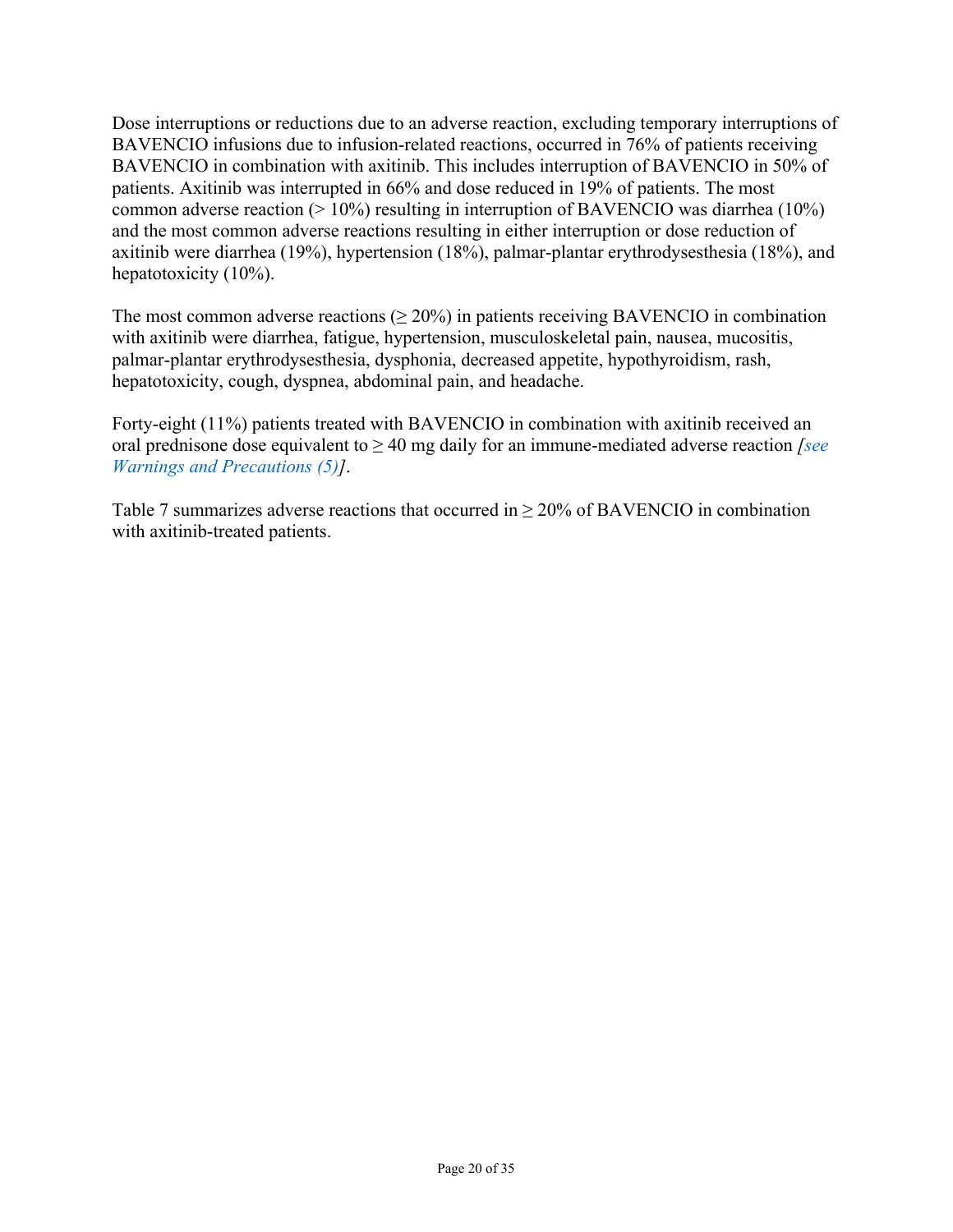Dose interruptions or reductions due to an adverse reaction, excluding temporary interruptions of BAVENCIO infusions due to infusion-related reactions, occurred in 76% of patients receiving BAVENCIO in combination with axitinib. This includes interruption of BAVENCIO in 50% of patients. Axitinib was interrupted in 66% and dose reduced in 19% of patients. The most common adverse reaction (> 10%) resulting in interruption of BAVENCIO was diarrhea (10%) and the most common adverse reactions resulting in either interruption or dose reduction of axitinib were diarrhea (19%), hypertension (18%), palmar-plantar erythrodysesthesia (18%), and hepatotoxicity (10%).

The most common adverse reactions (≥ 20%) in patients receiving BAVENCIO in combination with axitinib were diarrhea, fatigue, hypertension, musculoskeletal pain, nausea, mucositis, palmar-plantar erythrodysesthesia, dysphonia, decreased appetite, hypothyroidism, rash, hepatotoxicity, cough, dyspnea, abdominal pain, and headache.

Forty-eight (11%) patients treated with BAVENCIO in combination with axitinib received an oral prednisone dose equivalent to ≥ 40 mg daily for an immune-mediated adverse reaction *[see Warnings and Precautions (5)]*.

Table 7 summarizes adverse reactions that occurred in ≥ 20% of BAVENCIO in combination with axitinib-treated patients.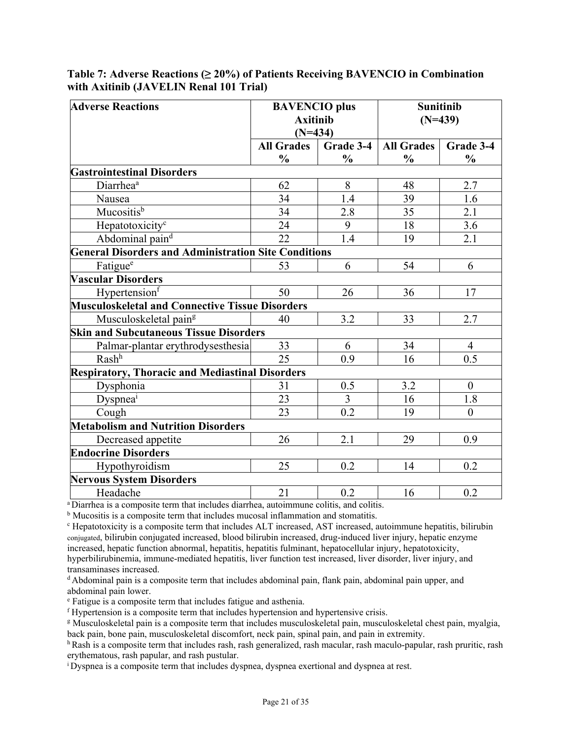**Table 7: Adverse Reactions (≥ 20%) of Patients Receiving BAVENCIO in Combination with Axitinib (JAVELIN Renal 101 Trial)**

| Adverse Reactions | BAVENCIO plus Axitinib (N=434) | | Sunitinib (N=439) | |
|---|---|---|---|---|
| | All Grades % | Grade 3-4 % | All Grades % | Grade 3-4 % |
| **Gastrointestinal Disorders** | | | | |
| Diarrhea[a] | 62 | 8 | 48 | 2.7 |
| Nausea | 34 | 1.4 | 39 | 1.6 |
| Mucositis[b] | 34 | 2.8 | 35 | 2.1 |
| Hepatotoxicity[c] | 24 | 9 | 18 | 3.6 |
| Abdominal pain[d] | 22 | 1.4 | 19 | 2.1 |
| **General Disorders and Administration Site Conditions** | | | | |
| Fatigue[e] | 53 | 6 | 54 | 6 |
| **Vascular Disorders** | | | | |
| Hypertension[f] | 50 | 26 | 36 | 17 |
| **Musculoskeletal and Connective Tissue Disorders** | | | | |
| Musculoskeletal pain[g] | 40 | 3.2 | 33 | 2.7 |
| **Skin and Subcutaneous Tissue Disorders** | | | | |
| Palmar-plantar erythrodysesthesia | 33 | 6 | 34 | 4 |
| Rash[h] | 25 | 0.9 | 16 | 0.5 |
| **Respiratory, Thoracic and Mediastinal Disorders** | | | | |
| Dysphonia | 31 | 0.5 | 3.2 | 0 |
| Dyspnea[i] | 23 | 3 | 16 | 1.8 |
| Cough | 23 | 0.2 | 19 | 0 |
| **Metabolism and Nutrition Disorders** | | | | |
| Decreased appetite | 26 | 2.1 | 29 | 0.9 |
| **Endocrine Disorders** | | | | |
| Hypothyroidism | 25 | 0.2 | 14 | 0.2 |
| **Nervous System Disorders** | | | | |
| Headache | 21 | 0.2 | 16 | 0.2 |

[a] Diarrhea is a composite term that includes diarrhea, autoimmune colitis, and colitis.

[b] Mucositis is a composite term that includes mucosal inflammation and stomatitis.

[c] Hepatotoxicity is a composite term that includes ALT increased, AST increased, autoimmune hepatitis, bilirubin conjugated, bilirubin conjugated increased, blood bilirubin increased, drug-induced liver injury, hepatic enzyme increased, hepatic function abnormal, hepatitis, hepatitis fulminant, hepatocellular injury, hepatotoxicity, hyperbilirubinemia, immune-mediated hepatitis, liver function test increased, liver disorder, liver injury, and transaminases increased.

[d] Abdominal pain is a composite term that includes abdominal pain, flank pain, abdominal pain upper, and abdominal pain lower.

[e] Fatigue is a composite term that includes fatigue and asthenia.

[f] Hypertension is a composite term that includes hypertension and hypertensive crisis.

[g] Musculoskeletal pain is a composite term that includes musculoskeletal pain, musculoskeletal chest pain, myalgia, back pain, bone pain, musculoskeletal discomfort, neck pain, spinal pain, and pain in extremity.

[h] Rash is a composite term that includes rash, rash generalized, rash macular, rash maculo-papular, rash pruritic, rash erythematous, rash papular, and rash pustular.

[i] Dyspnea is a composite term that includes dyspnea, dyspnea exertional and dyspnea at rest.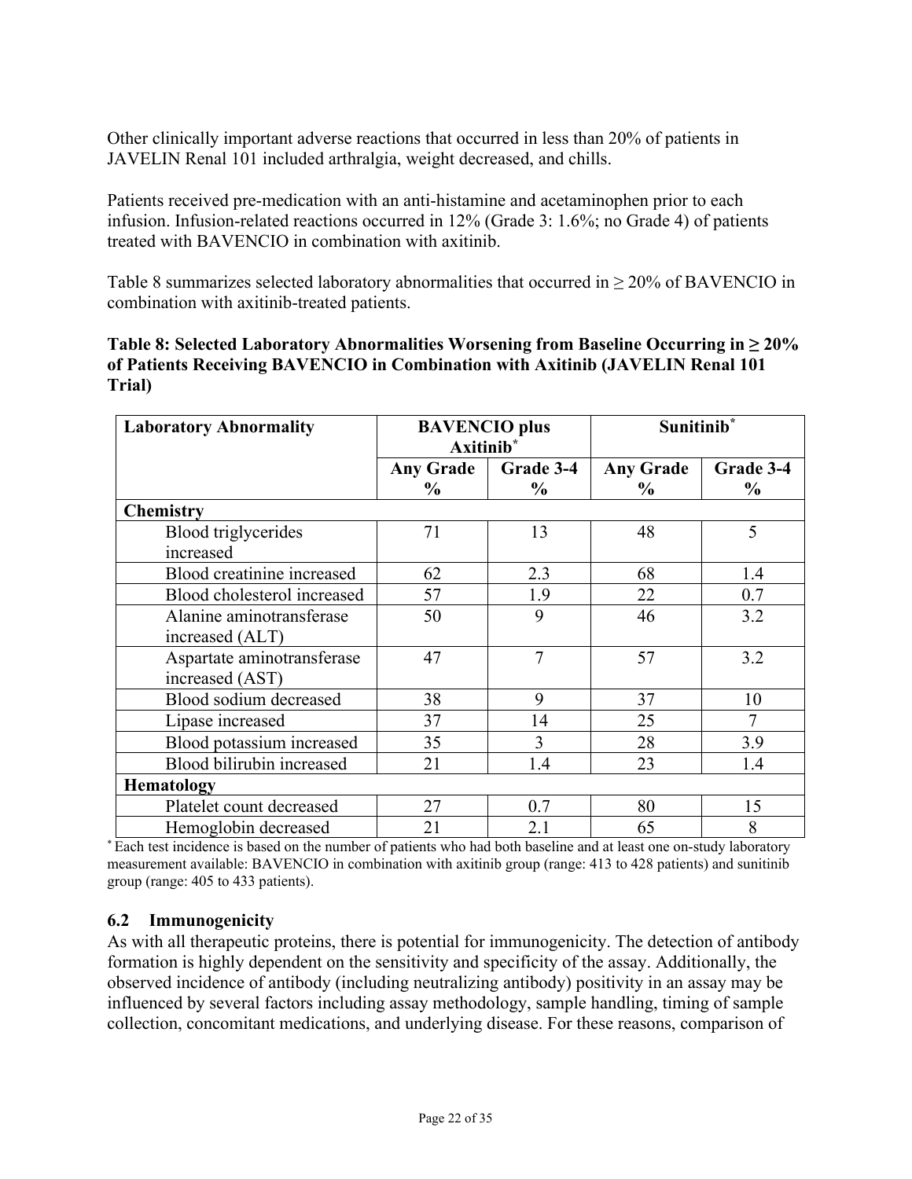Other clinically important adverse reactions that occurred in less than 20% of patients in JAVELIN Renal 101 included arthralgia, weight decreased, and chills.

Patients received pre-medication with an anti-histamine and acetaminophen prior to each infusion. Infusion-related reactions occurred in 12% (Grade 3: 1.6%; no Grade 4) of patients treated with BAVENCIO in combination with axitinib.

Table 8 summarizes selected laboratory abnormalities that occurred in ≥ 20% of BAVENCIO in combination with axitinib-treated patients.

**Table 8: Selected Laboratory Abnormalities Worsening from Baseline Occurring in ≥ 20% of Patients Receiving BAVENCIO in Combination with Axitinib (JAVELIN Renal 101 Trial)**

| Laboratory Abnormality | BAVENCIO plus Axitinib* | | Sunitinib* | |
|---|---|---|---|---|
| | Any Grade % | Grade 3-4 % | Any Grade % | Grade 3-4 % |
| **Chemistry** | | | | |
| Blood triglycerides increased | 71 | 13 | 48 | 5 |
| Blood creatinine increased | 62 | 2.3 | 68 | 1.4 |
| Blood cholesterol increased | 57 | 1.9 | 22 | 0.7 |
| Alanine aminotransferase increased (ALT) | 50 | 9 | 46 | 3.2 |
| Aspartate aminotransferase increased (AST) | 47 | 7 | 57 | 3.2 |
| Blood sodium decreased | 38 | 9 | 37 | 10 |
| Lipase increased | 37 | 14 | 25 | 7 |
| Blood potassium increased | 35 | 3 | 28 | 3.9 |
| Blood bilirubin increased | 21 | 1.4 | 23 | 1.4 |
| **Hematology** | | | | |
| Platelet count decreased | 27 | 0.7 | 80 | 15 |
| Hemoglobin decreased | 21 | 2.1 | 65 | 8 |

* Each test incidence is based on the number of patients who had both baseline and at least one on-study laboratory measurement available: BAVENCIO in combination with axitinib group (range: 413 to 428 patients) and sunitinib group (range: 405 to 433 patients).

### 6.2 Immunogenicity

As with all therapeutic proteins, there is potential for immunogenicity. The detection of antibody formation is highly dependent on the sensitivity and specificity of the assay. Additionally, the observed incidence of antibody (including neutralizing antibody) positivity in an assay may be influenced by several factors including assay methodology, sample handling, timing of sample collection, concomitant medications, and underlying disease. For these reasons, comparison of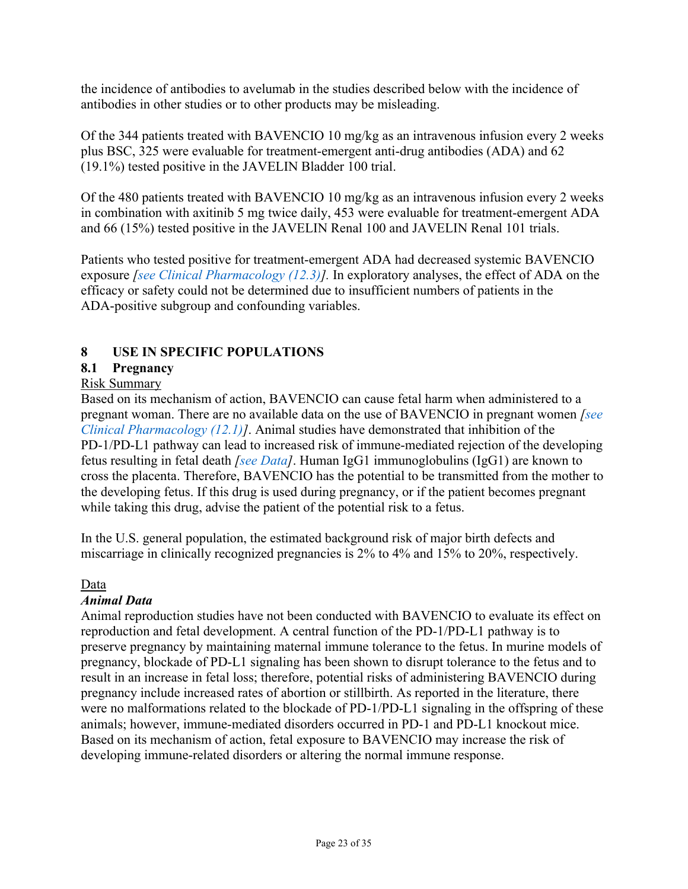the incidence of antibodies to avelumab in the studies described below with the incidence of antibodies in other studies or to other products may be misleading.

Of the 344 patients treated with BAVENCIO 10 mg/kg as an intravenous infusion every 2 weeks plus BSC, 325 were evaluable for treatment-emergent anti-drug antibodies (ADA) and 62 (19.1%) tested positive in the JAVELIN Bladder 100 trial.

Of the 480 patients treated with BAVENCIO 10 mg/kg as an intravenous infusion every 2 weeks in combination with axitinib 5 mg twice daily, 453 were evaluable for treatment-emergent ADA and 66 (15%) tested positive in the JAVELIN Renal 100 and JAVELIN Renal 101 trials.

Patients who tested positive for treatment-emergent ADA had decreased systemic BAVENCIO exposure *[see Clinical Pharmacology (12.3)].* In exploratory analyses, the effect of ADA on the efficacy or safety could not be determined due to insufficient numbers of patients in the ADA-positive subgroup and confounding variables.

## 8 USE IN SPECIFIC POPULATIONS

### 8.1 Pregnancy

Risk Summary

Based on its mechanism of action, BAVENCIO can cause fetal harm when administered to a pregnant woman. There are no available data on the use of BAVENCIO in pregnant women *[see Clinical Pharmacology (12.1)]*. Animal studies have demonstrated that inhibition of the PD-1/PD-L1 pathway can lead to increased risk of immune-mediated rejection of the developing fetus resulting in fetal death *[see Data]*. Human IgG1 immunoglobulins (IgG1) are known to cross the placenta. Therefore, BAVENCIO has the potential to be transmitted from the mother to the developing fetus. If this drug is used during pregnancy, or if the patient becomes pregnant while taking this drug, advise the patient of the potential risk to a fetus.

In the U.S. general population, the estimated background risk of major birth defects and miscarriage in clinically recognized pregnancies is 2% to 4% and 15% to 20%, respectively.

Data

***Animal Data***

Animal reproduction studies have not been conducted with BAVENCIO to evaluate its effect on reproduction and fetal development. A central function of the PD-1/PD-L1 pathway is to preserve pregnancy by maintaining maternal immune tolerance to the fetus. In murine models of pregnancy, blockade of PD-L1 signaling has been shown to disrupt tolerance to the fetus and to result in an increase in fetal loss; therefore, potential risks of administering BAVENCIO during pregnancy include increased rates of abortion or stillbirth. As reported in the literature, there were no malformations related to the blockade of PD-1/PD-L1 signaling in the offspring of these animals; however, immune-mediated disorders occurred in PD-1 and PD-L1 knockout mice. Based on its mechanism of action, fetal exposure to BAVENCIO may increase the risk of developing immune-related disorders or altering the normal immune response.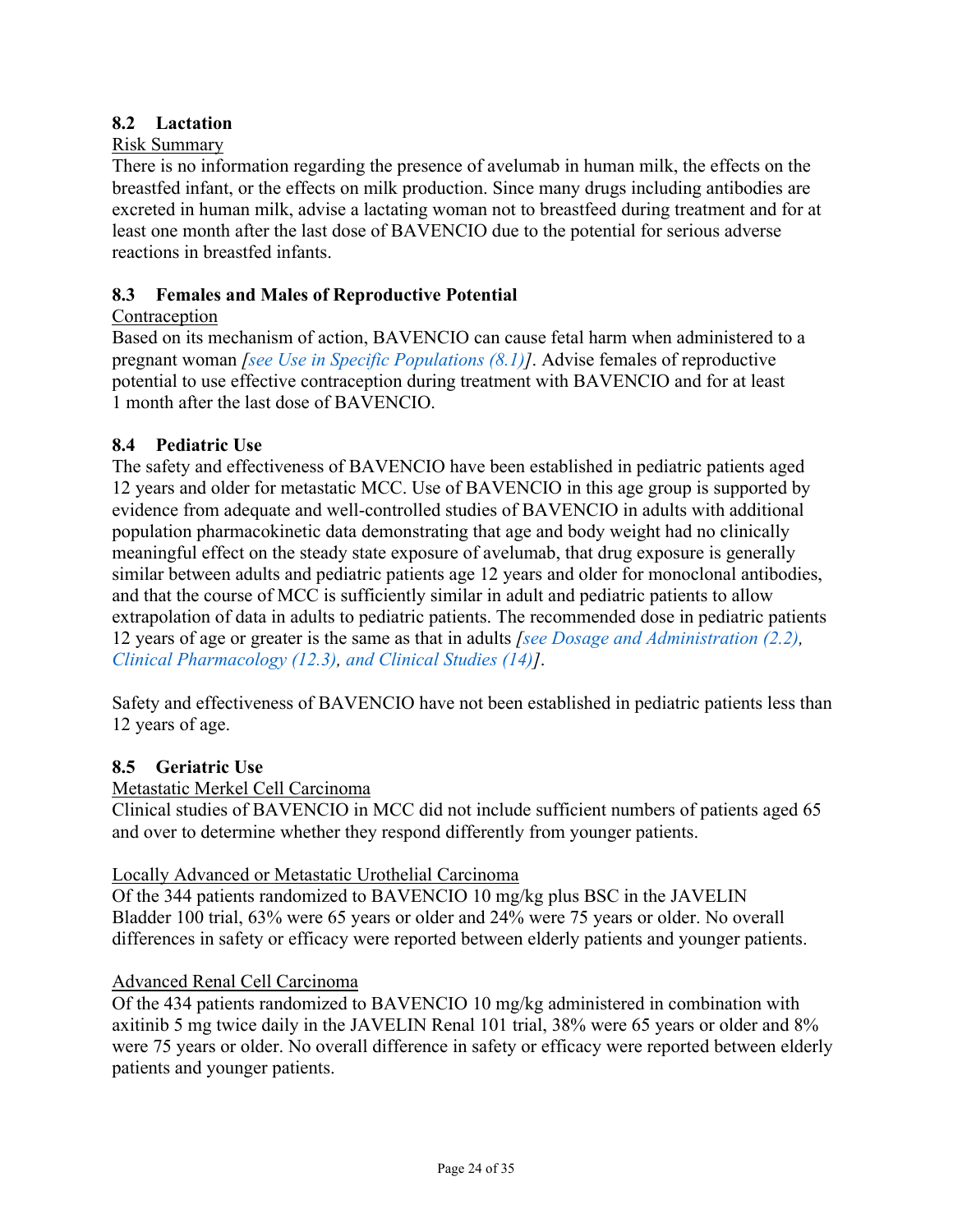### 8.2 Lactation

Risk Summary

There is no information regarding the presence of avelumab in human milk, the effects on the breastfed infant, or the effects on milk production. Since many drugs including antibodies are excreted in human milk, advise a lactating woman not to breastfeed during treatment and for at least one month after the last dose of BAVENCIO due to the potential for serious adverse reactions in breastfed infants.

### 8.3 Females and Males of Reproductive Potential

Contraception

Based on its mechanism of action, BAVENCIO can cause fetal harm when administered to a pregnant woman *[see Use in Specific Populations (8.1)]*. Advise females of reproductive potential to use effective contraception during treatment with BAVENCIO and for at least 1 month after the last dose of BAVENCIO.

### 8.4 Pediatric Use

The safety and effectiveness of BAVENCIO have been established in pediatric patients aged 12 years and older for metastatic MCC. Use of BAVENCIO in this age group is supported by evidence from adequate and well-controlled studies of BAVENCIO in adults with additional population pharmacokinetic data demonstrating that age and body weight had no clinically meaningful effect on the steady state exposure of avelumab, that drug exposure is generally similar between adults and pediatric patients age 12 years and older for monoclonal antibodies, and that the course of MCC is sufficiently similar in adult and pediatric patients to allow extrapolation of data in adults to pediatric patients. The recommended dose in pediatric patients 12 years of age or greater is the same as that in adults *[see Dosage and Administration (2.2), Clinical Pharmacology (12.3), and Clinical Studies (14)]*.

Safety and effectiveness of BAVENCIO have not been established in pediatric patients less than 12 years of age.

### 8.5 Geriatric Use

Metastatic Merkel Cell Carcinoma

Clinical studies of BAVENCIO in MCC did not include sufficient numbers of patients aged 65 and over to determine whether they respond differently from younger patients.

Locally Advanced or Metastatic Urothelial Carcinoma

Of the 344 patients randomized to BAVENCIO 10 mg/kg plus BSC in the JAVELIN Bladder 100 trial, 63% were 65 years or older and 24% were 75 years or older. No overall differences in safety or efficacy were reported between elderly patients and younger patients.

Advanced Renal Cell Carcinoma

Of the 434 patients randomized to BAVENCIO 10 mg/kg administered in combination with axitinib 5 mg twice daily in the JAVELIN Renal 101 trial, 38% were 65 years or older and 8% were 75 years or older. No overall difference in safety or efficacy were reported between elderly patients and younger patients.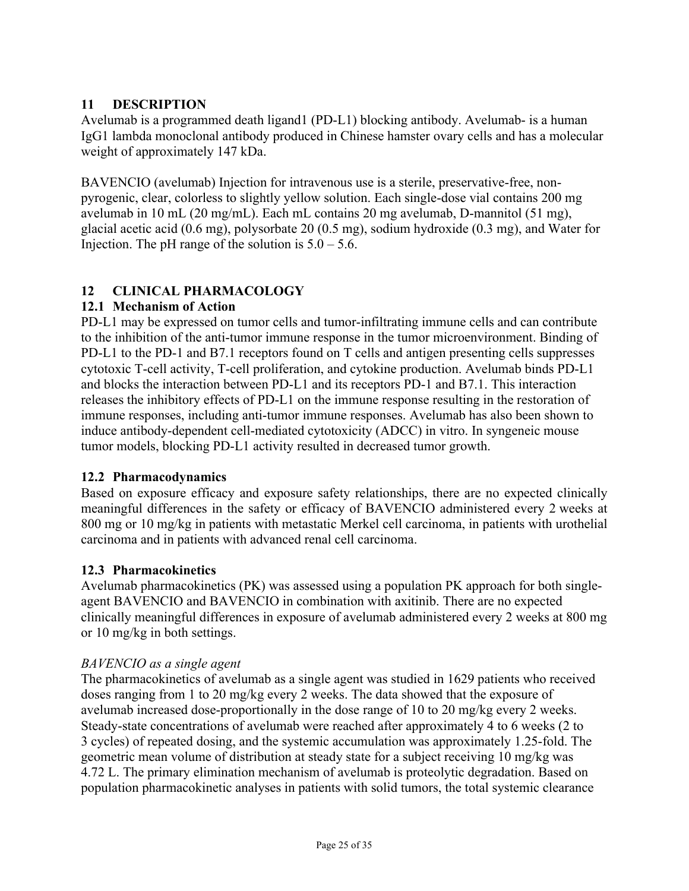## 11 DESCRIPTION

Avelumab is a programmed death ligand1 (PD-L1) blocking antibody. Avelumab- is a human IgG1 lambda monoclonal antibody produced in Chinese hamster ovary cells and has a molecular weight of approximately 147 kDa.

BAVENCIO (avelumab) Injection for intravenous use is a sterile, preservative-free, non-pyrogenic, clear, colorless to slightly yellow solution. Each single-dose vial contains 200 mg avelumab in 10 mL (20 mg/mL). Each mL contains 20 mg avelumab, D-mannitol (51 mg), glacial acetic acid (0.6 mg), polysorbate 20 (0.5 mg), sodium hydroxide (0.3 mg), and Water for Injection. The pH range of the solution is 5.0 – 5.6.

## 12 CLINICAL PHARMACOLOGY

### 12.1 Mechanism of Action

PD-L1 may be expressed on tumor cells and tumor-infiltrating immune cells and can contribute to the inhibition of the anti-tumor immune response in the tumor microenvironment. Binding of PD-L1 to the PD-1 and B7.1 receptors found on T cells and antigen presenting cells suppresses cytotoxic T-cell activity, T-cell proliferation, and cytokine production. Avelumab binds PD-L1 and blocks the interaction between PD-L1 and its receptors PD-1 and B7.1. This interaction releases the inhibitory effects of PD-L1 on the immune response resulting in the restoration of immune responses, including anti-tumor immune responses. Avelumab has also been shown to induce antibody-dependent cell-mediated cytotoxicity (ADCC) in vitro. In syngeneic mouse tumor models, blocking PD-L1 activity resulted in decreased tumor growth.

### 12.2 Pharmacodynamics

Based on exposure efficacy and exposure safety relationships, there are no expected clinically meaningful differences in the safety or efficacy of BAVENCIO administered every 2 weeks at 800 mg or 10 mg/kg in patients with metastatic Merkel cell carcinoma, in patients with urothelial carcinoma and in patients with advanced renal cell carcinoma.

### 12.3 Pharmacokinetics

Avelumab pharmacokinetics (PK) was assessed using a population PK approach for both single-agent BAVENCIO and BAVENCIO in combination with axitinib. There are no expected clinically meaningful differences in exposure of avelumab administered every 2 weeks at 800 mg or 10 mg/kg in both settings.

*BAVENCIO as a single agent*

The pharmacokinetics of avelumab as a single agent was studied in 1629 patients who received doses ranging from 1 to 20 mg/kg every 2 weeks. The data showed that the exposure of avelumab increased dose-proportionally in the dose range of 10 to 20 mg/kg every 2 weeks. Steady-state concentrations of avelumab were reached after approximately 4 to 6 weeks (2 to 3 cycles) of repeated dosing, and the systemic accumulation was approximately 1.25-fold. The geometric mean volume of distribution at steady state for a subject receiving 10 mg/kg was 4.72 L. The primary elimination mechanism of avelumab is proteolytic degradation. Based on population pharmacokinetic analyses in patients with solid tumors, the total systemic clearance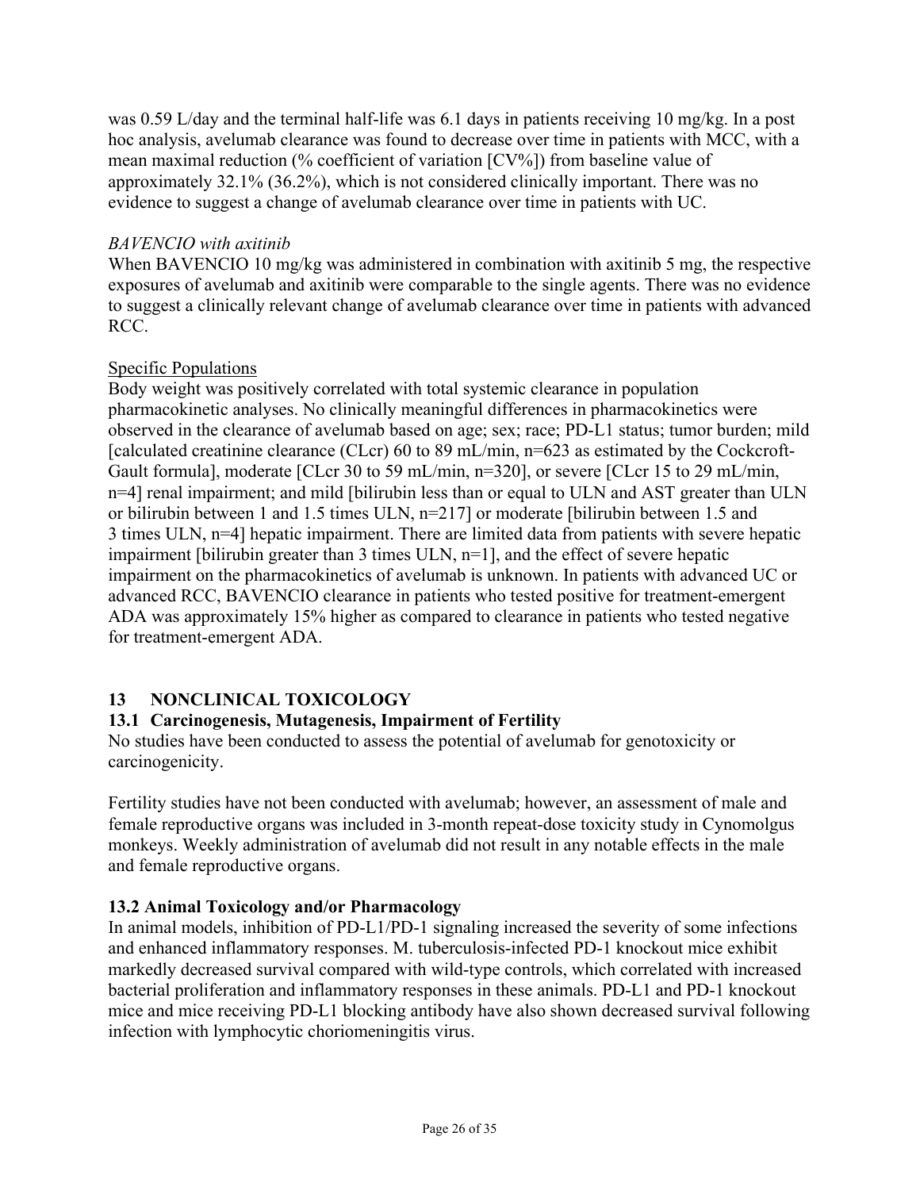was 0.59 L/day and the terminal half-life was 6.1 days in patients receiving 10 mg/kg. In a post hoc analysis, avelumab clearance was found to decrease over time in patients with MCC, with a mean maximal reduction (% coefficient of variation [CV%]) from baseline value of approximately 32.1% (36.2%), which is not considered clinically important. There was no evidence to suggest a change of avelumab clearance over time in patients with UC.

*BAVENCIO with axitinib*

When BAVENCIO 10 mg/kg was administered in combination with axitinib 5 mg, the respective exposures of avelumab and axitinib were comparable to the single agents. There was no evidence to suggest a clinically relevant change of avelumab clearance over time in patients with advanced RCC.

Specific Populations

Body weight was positively correlated with total systemic clearance in population pharmacokinetic analyses. No clinically meaningful differences in pharmacokinetics were observed in the clearance of avelumab based on age; sex; race; PD-L1 status; tumor burden; mild [calculated creatinine clearance (CLcr) 60 to 89 mL/min, n=623 as estimated by the Cockcroft-Gault formula], moderate [CLcr 30 to 59 mL/min, n=320], or severe [CLcr 15 to 29 mL/min, n=4] renal impairment; and mild [bilirubin less than or equal to ULN and AST greater than ULN or bilirubin between 1 and 1.5 times ULN, n=217] or moderate [bilirubin between 1.5 and 3 times ULN, n=4] hepatic impairment. There are limited data from patients with severe hepatic impairment [bilirubin greater than 3 times ULN, n=1], and the effect of severe hepatic impairment on the pharmacokinetics of avelumab is unknown. In patients with advanced UC or advanced RCC, BAVENCIO clearance in patients who tested positive for treatment-emergent ADA was approximately 15% higher as compared to clearance in patients who tested negative for treatment-emergent ADA.

## 13 NONCLINICAL TOXICOLOGY

### 13.1 Carcinogenesis, Mutagenesis, Impairment of Fertility

No studies have been conducted to assess the potential of avelumab for genotoxicity or carcinogenicity.

Fertility studies have not been conducted with avelumab; however, an assessment of male and female reproductive organs was included in 3-month repeat-dose toxicity study in Cynomolgus monkeys. Weekly administration of avelumab did not result in any notable effects in the male and female reproductive organs.

### 13.2 Animal Toxicology and/or Pharmacology

In animal models, inhibition of PD-L1/PD-1 signaling increased the severity of some infections and enhanced inflammatory responses. M. tuberculosis-infected PD-1 knockout mice exhibit markedly decreased survival compared with wild-type controls, which correlated with increased bacterial proliferation and inflammatory responses in these animals. PD-L1 and PD-1 knockout mice and mice receiving PD-L1 blocking antibody have also shown decreased survival following infection with lymphocytic choriomeningitis virus.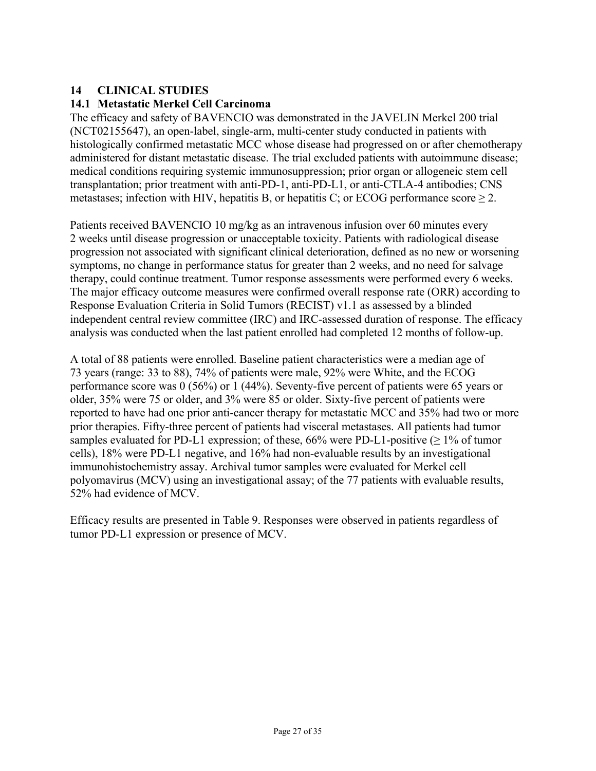# 14 CLINICAL STUDIES

## 14.1 Metastatic Merkel Cell Carcinoma

The efficacy and safety of BAVENCIO was demonstrated in the JAVELIN Merkel 200 trial (NCT02155647), an open-label, single-arm, multi-center study conducted in patients with histologically confirmed metastatic MCC whose disease had progressed on or after chemotherapy administered for distant metastatic disease. The trial excluded patients with autoimmune disease; medical conditions requiring systemic immunosuppression; prior organ or allogeneic stem cell transplantation; prior treatment with anti-PD-1, anti-PD-L1, or anti-CTLA-4 antibodies; CNS metastases; infection with HIV, hepatitis B, or hepatitis C; or ECOG performance score ≥ 2.

Patients received BAVENCIO 10 mg/kg as an intravenous infusion over 60 minutes every 2 weeks until disease progression or unacceptable toxicity. Patients with radiological disease progression not associated with significant clinical deterioration, defined as no new or worsening symptoms, no change in performance status for greater than 2 weeks, and no need for salvage therapy, could continue treatment. Tumor response assessments were performed every 6 weeks. The major efficacy outcome measures were confirmed overall response rate (ORR) according to Response Evaluation Criteria in Solid Tumors (RECIST) v1.1 as assessed by a blinded independent central review committee (IRC) and IRC-assessed duration of response. The efficacy analysis was conducted when the last patient enrolled had completed 12 months of follow-up.

A total of 88 patients were enrolled. Baseline patient characteristics were a median age of 73 years (range: 33 to 88), 74% of patients were male, 92% were White, and the ECOG performance score was 0 (56%) or 1 (44%). Seventy-five percent of patients were 65 years or older, 35% were 75 or older, and 3% were 85 or older. Sixty-five percent of patients were reported to have had one prior anti-cancer therapy for metastatic MCC and 35% had two or more prior therapies. Fifty-three percent of patients had visceral metastases. All patients had tumor samples evaluated for PD-L1 expression; of these, 66% were PD-L1-positive (≥ 1% of tumor cells), 18% were PD-L1 negative, and 16% had non-evaluable results by an investigational immunohistochemistry assay. Archival tumor samples were evaluated for Merkel cell polyomavirus (MCV) using an investigational assay; of the 77 patients with evaluable results, 52% had evidence of MCV.

Efficacy results are presented in Table 9. Responses were observed in patients regardless of tumor PD-L1 expression or presence of MCV.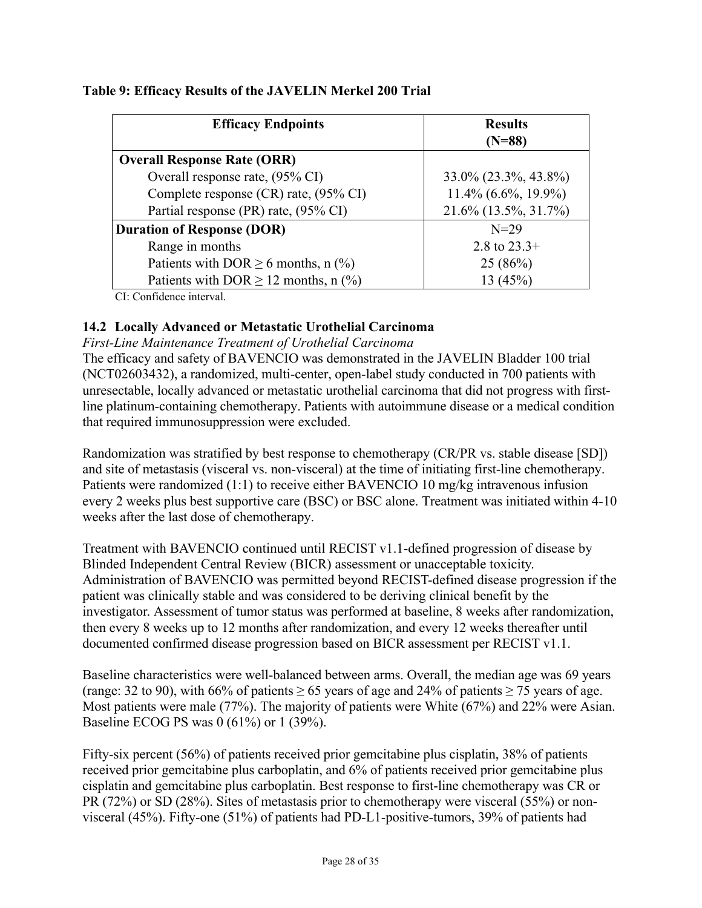**Table 9: Efficacy Results of the JAVELIN Merkel 200 Trial**

| Efficacy Endpoints | Results (N=88) |
|---|---|
| **Overall Response Rate (ORR)** | |
| Overall response rate, (95% CI) | 33.0% (23.3%, 43.8%) |
| Complete response (CR) rate, (95% CI) | 11.4% (6.6%, 19.9%) |
| Partial response (PR) rate, (95% CI) | 21.6% (13.5%, 31.7%) |
| **Duration of Response (DOR)** | N=29 |
| Range in months | 2.8 to 23.3+ |
| Patients with DOR ≥ 6 months, n (%) | 25 (86%) |
| Patients with DOR ≥ 12 months, n (%) | 13 (45%) |

CI: Confidence interval.

## 14.2 Locally Advanced or Metastatic Urothelial Carcinoma

*First-Line Maintenance Treatment of Urothelial Carcinoma*

The efficacy and safety of BAVENCIO was demonstrated in the JAVELIN Bladder 100 trial (NCT02603432), a randomized, multi-center, open-label study conducted in 700 patients with unresectable, locally advanced or metastatic urothelial carcinoma that did not progress with first-line platinum-containing chemotherapy. Patients with autoimmune disease or a medical condition that required immunosuppression were excluded.

Randomization was stratified by best response to chemotherapy (CR/PR vs. stable disease [SD]) and site of metastasis (visceral vs. non-visceral) at the time of initiating first-line chemotherapy. Patients were randomized (1:1) to receive either BAVENCIO 10 mg/kg intravenous infusion every 2 weeks plus best supportive care (BSC) or BSC alone. Treatment was initiated within 4-10 weeks after the last dose of chemotherapy.

Treatment with BAVENCIO continued until RECIST v1.1-defined progression of disease by Blinded Independent Central Review (BICR) assessment or unacceptable toxicity. Administration of BAVENCIO was permitted beyond RECIST-defined disease progression if the patient was clinically stable and was considered to be deriving clinical benefit by the investigator. Assessment of tumor status was performed at baseline, 8 weeks after randomization, then every 8 weeks up to 12 months after randomization, and every 12 weeks thereafter until documented confirmed disease progression based on BICR assessment per RECIST v1.1.

Baseline characteristics were well-balanced between arms. Overall, the median age was 69 years (range: 32 to 90), with 66% of patients ≥ 65 years of age and 24% of patients ≥ 75 years of age. Most patients were male (77%). The majority of patients were White (67%) and 22% were Asian. Baseline ECOG PS was 0 (61%) or 1 (39%).

Fifty-six percent (56%) of patients received prior gemcitabine plus cisplatin, 38% of patients received prior gemcitabine plus carboplatin, and 6% of patients received prior gemcitabine plus cisplatin and gemcitabine plus carboplatin. Best response to first-line chemotherapy was CR or PR (72%) or SD (28%). Sites of metastasis prior to chemotherapy were visceral (55%) or non-visceral (45%). Fifty-one (51%) of patients had PD-L1-positive-tumors, 39% of patients had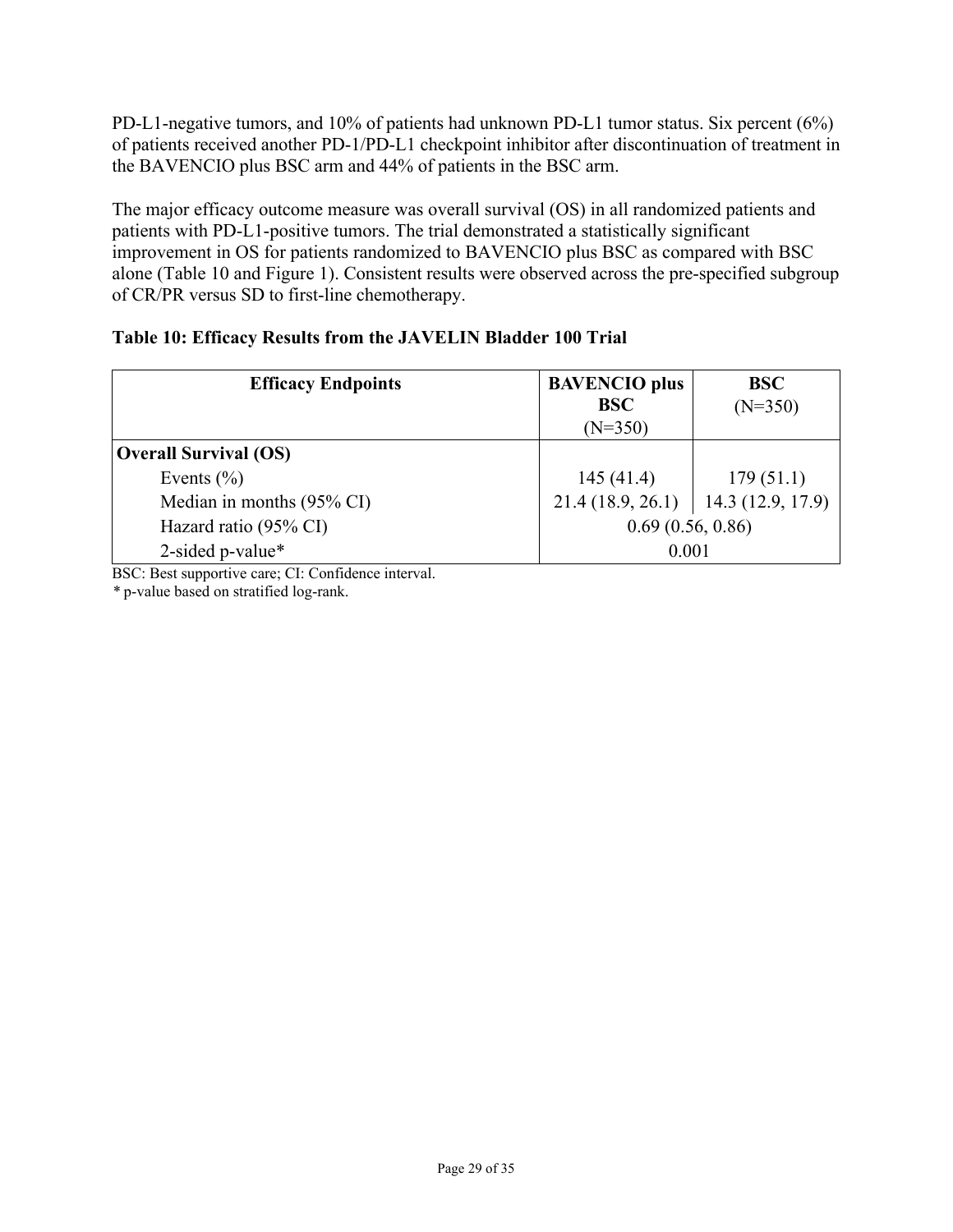PD-L1-negative tumors, and 10% of patients had unknown PD-L1 tumor status. Six percent (6%) of patients received another PD-1/PD-L1 checkpoint inhibitor after discontinuation of treatment in the BAVENCIO plus BSC arm and 44% of patients in the BSC arm.

The major efficacy outcome measure was overall survival (OS) in all randomized patients and patients with PD-L1-positive tumors. The trial demonstrated a statistically significant improvement in OS for patients randomized to BAVENCIO plus BSC as compared with BSC alone (Table 10 and Figure 1). Consistent results were observed across the pre-specified subgroup of CR/PR versus SD to first-line chemotherapy.

**Table 10: Efficacy Results from the JAVELIN Bladder 100 Trial**

| **Efficacy Endpoints** | **BAVENCIO plus BSC** (N=350) | **BSC** (N=350) |
|---|---|---|
| **Overall Survival (OS)** | | |
| Events (%) | 145 (41.4) | 179 (51.1) |
| Median in months (95% CI) | 21.4 (18.9, 26.1) | 14.3 (12.9, 17.9) |
| Hazard ratio (95% CI) | 0.69 (0.56, 0.86) | |
| 2-sided p-value* | 0.001 | |

BSC: Best supportive care; CI: Confidence interval.

* p-value based on stratified log-rank.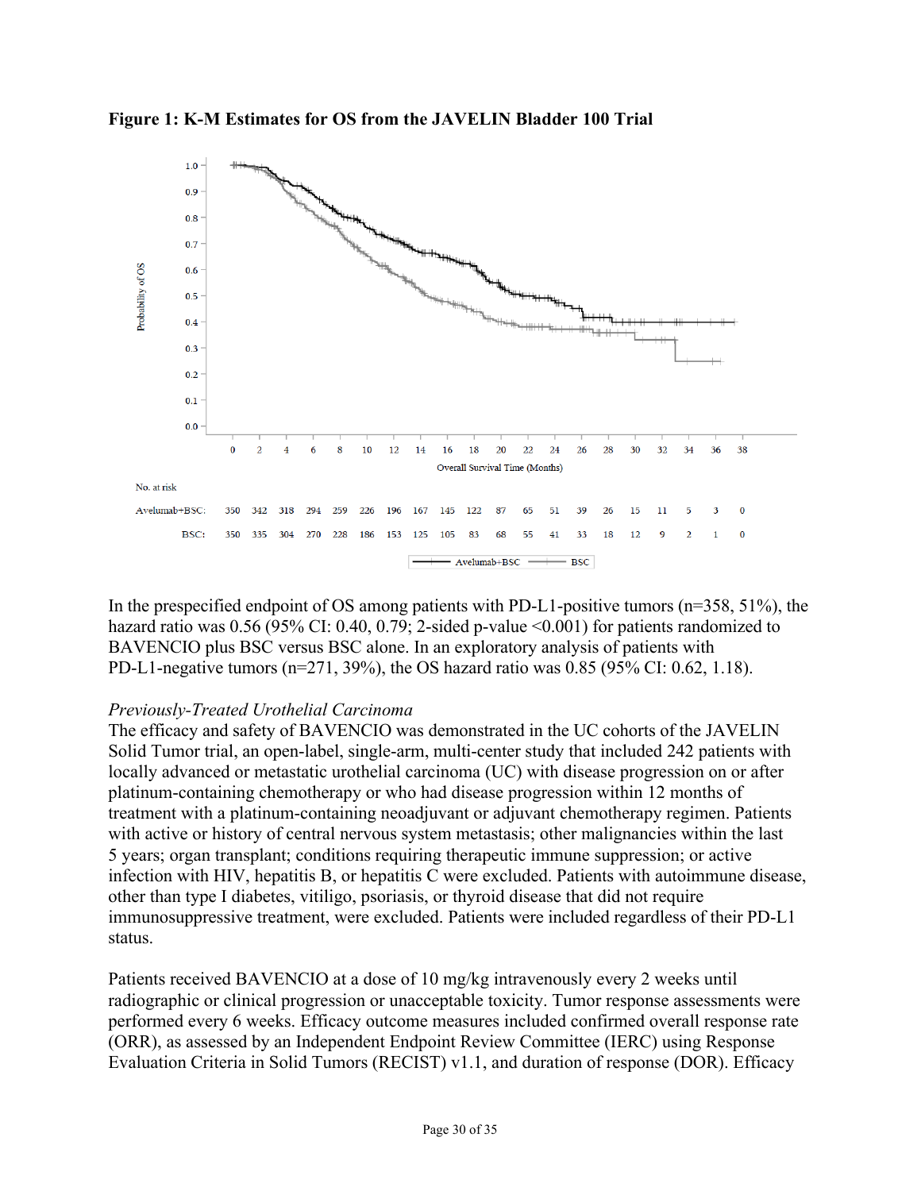**Figure 1: K-M Estimates for OS from the JAVELIN Bladder 100 Trial**

No. at risk

| Overall Survival Time (Months) | 0 | 2 | 4 | 6 | 8 | 10 | 12 | 14 | 16 | 18 | 20 | 22 | 24 | 26 | 28 | 30 | 32 | 34 | 36 | 38 |
|---|---|---|---|---|---|---|---|---|---|---|---|---|---|---|---|---|---|---|---|---|
| Avelumab+BSC: | 350 | 342 | 318 | 294 | 259 | 226 | 196 | 167 | 145 | 122 | 87 | 65 | 51 | 39 | 26 | 15 | 11 | 5 | 3 | 0 |
| BSC: | 350 | 335 | 304 | 270 | 228 | 186 | 153 | 125 | 105 | 83 | 68 | 55 | 41 | 33 | 18 | 12 | 9 | 2 | 1 | 0 |

In the prespecified endpoint of OS among patients with PD-L1-positive tumors (n=358, 51%), the hazard ratio was 0.56 (95% CI: 0.40, 0.79; 2-sided p-value <0.001) for patients randomized to BAVENCIO plus BSC versus BSC alone. In an exploratory analysis of patients with PD-L1-negative tumors (n=271, 39%), the OS hazard ratio was 0.85 (95% CI: 0.62, 1.18).

*Previously-Treated Urothelial Carcinoma*

The efficacy and safety of BAVENCIO was demonstrated in the UC cohorts of the JAVELIN Solid Tumor trial, an open-label, single-arm, multi-center study that included 242 patients with locally advanced or metastatic urothelial carcinoma (UC) with disease progression on or after platinum-containing chemotherapy or who had disease progression within 12 months of treatment with a platinum-containing neoadjuvant or adjuvant chemotherapy regimen. Patients with active or history of central nervous system metastasis; other malignancies within the last 5 years; organ transplant; conditions requiring therapeutic immune suppression; or active infection with HIV, hepatitis B, or hepatitis C were excluded. Patients with autoimmune disease, other than type I diabetes, vitiligo, psoriasis, or thyroid disease that did not require immunosuppressive treatment, were excluded. Patients were included regardless of their PD-L1 status.

Patients received BAVENCIO at a dose of 10 mg/kg intravenously every 2 weeks until radiographic or clinical progression or unacceptable toxicity. Tumor response assessments were performed every 6 weeks. Efficacy outcome measures included confirmed overall response rate (ORR), as assessed by an Independent Endpoint Review Committee (IERC) using Response Evaluation Criteria in Solid Tumors (RECIST) v1.1, and duration of response (DOR). Efficacy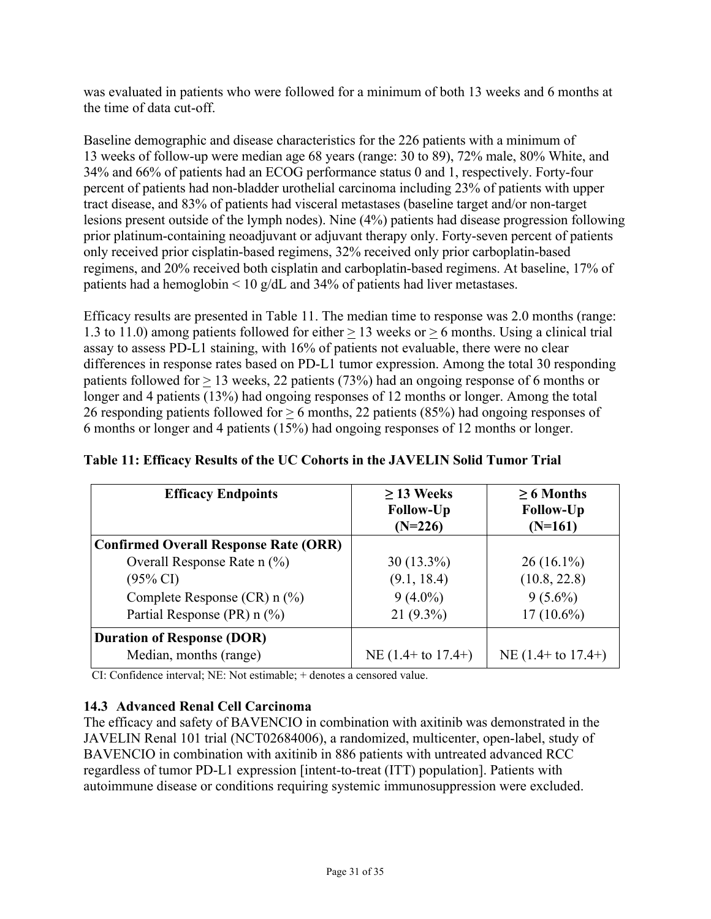was evaluated in patients who were followed for a minimum of both 13 weeks and 6 months at the time of data cut-off.

Baseline demographic and disease characteristics for the 226 patients with a minimum of 13 weeks of follow-up were median age 68 years (range: 30 to 89), 72% male, 80% White, and 34% and 66% of patients had an ECOG performance status 0 and 1, respectively. Forty-four percent of patients had non-bladder urothelial carcinoma including 23% of patients with upper tract disease, and 83% of patients had visceral metastases (baseline target and/or non-target lesions present outside of the lymph nodes). Nine (4%) patients had disease progression following prior platinum-containing neoadjuvant or adjuvant therapy only. Forty-seven percent of patients only received prior cisplatin-based regimens, 32% received only prior carboplatin-based regimens, and 20% received both cisplatin and carboplatin-based regimens. At baseline, 17% of patients had a hemoglobin < 10 g/dL and 34% of patients had liver metastases.

Efficacy results are presented in Table 11. The median time to response was 2.0 months (range: 1.3 to 11.0) among patients followed for either ≥ 13 weeks or ≥ 6 months. Using a clinical trial assay to assess PD-L1 staining, with 16% of patients not evaluable, there were no clear differences in response rates based on PD-L1 tumor expression. Among the total 30 responding patients followed for ≥ 13 weeks, 22 patients (73%) had an ongoing response of 6 months or longer and 4 patients (13%) had ongoing responses of 12 months or longer. Among the total 26 responding patients followed for ≥ 6 months, 22 patients (85%) had ongoing responses of 6 months or longer and 4 patients (15%) had ongoing responses of 12 months or longer.

**Table 11: Efficacy Results of the UC Cohorts in the JAVELIN Solid Tumor Trial**

| Efficacy Endpoints | ≥ 13 Weeks Follow-Up (N=226) | ≥ 6 Months Follow-Up (N=161) |
|---|---|---|
| **Confirmed Overall Response Rate (ORR)** | | |
| Overall Response Rate n (%) | 30 (13.3%) | 26 (16.1%) |
| (95% CI) | (9.1, 18.4) | (10.8, 22.8) |
| Complete Response (CR) n (%) | 9 (4.0%) | 9 (5.6%) |
| Partial Response (PR) n (%) | 21 (9.3%) | 17 (10.6%) |
| **Duration of Response (DOR)** | | |
| Median, months (range) | NE (1.4+ to 17.4+) | NE (1.4+ to 17.4+) |

CI: Confidence interval; NE: Not estimable; + denotes a censored value.

### 14.3 Advanced Renal Cell Carcinoma

The efficacy and safety of BAVENCIO in combination with axitinib was demonstrated in the JAVELIN Renal 101 trial (NCT02684006), a randomized, multicenter, open-label, study of BAVENCIO in combination with axitinib in 886 patients with untreated advanced RCC regardless of tumor PD-L1 expression [intent-to-treat (ITT) population]. Patients with autoimmune disease or conditions requiring systemic immunosuppression were excluded.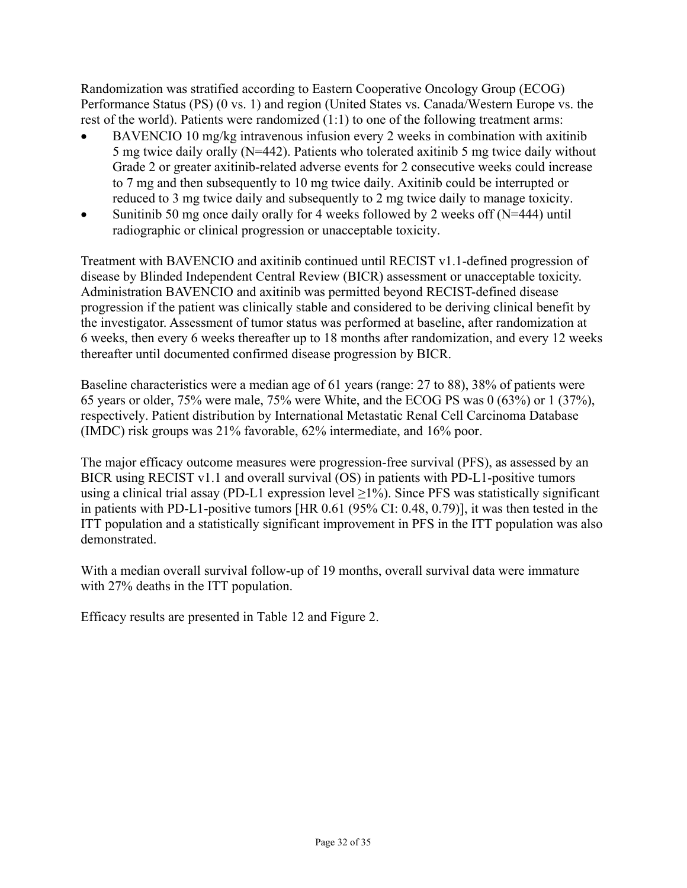Randomization was stratified according to Eastern Cooperative Oncology Group (ECOG) Performance Status (PS) (0 vs. 1) and region (United States vs. Canada/Western Europe vs. the rest of the world). Patients were randomized (1:1) to one of the following treatment arms:

- BAVENCIO 10 mg/kg intravenous infusion every 2 weeks in combination with axitinib 5 mg twice daily orally (N=442). Patients who tolerated axitinib 5 mg twice daily without Grade 2 or greater axitinib-related adverse events for 2 consecutive weeks could increase to 7 mg and then subsequently to 10 mg twice daily. Axitinib could be interrupted or reduced to 3 mg twice daily and subsequently to 2 mg twice daily to manage toxicity.
- Sunitinib 50 mg once daily orally for 4 weeks followed by 2 weeks off (N=444) until radiographic or clinical progression or unacceptable toxicity.

Treatment with BAVENCIO and axitinib continued until RECIST v1.1-defined progression of disease by Blinded Independent Central Review (BICR) assessment or unacceptable toxicity. Administration BAVENCIO and axitinib was permitted beyond RECIST-defined disease progression if the patient was clinically stable and considered to be deriving clinical benefit by the investigator. Assessment of tumor status was performed at baseline, after randomization at 6 weeks, then every 6 weeks thereafter up to 18 months after randomization, and every 12 weeks thereafter until documented confirmed disease progression by BICR.

Baseline characteristics were a median age of 61 years (range: 27 to 88), 38% of patients were 65 years or older, 75% were male, 75% were White, and the ECOG PS was 0 (63%) or 1 (37%), respectively. Patient distribution by International Metastatic Renal Cell Carcinoma Database (IMDC) risk groups was 21% favorable, 62% intermediate, and 16% poor.

The major efficacy outcome measures were progression-free survival (PFS), as assessed by an BICR using RECIST v1.1 and overall survival (OS) in patients with PD-L1-positive tumors using a clinical trial assay (PD-L1 expression level ≥1%). Since PFS was statistically significant in patients with PD-L1-positive tumors [HR 0.61 (95% CI: 0.48, 0.79)], it was then tested in the ITT population and a statistically significant improvement in PFS in the ITT population was also demonstrated.

With a median overall survival follow-up of 19 months, overall survival data were immature with 27% deaths in the ITT population.

Efficacy results are presented in Table 12 and Figure 2.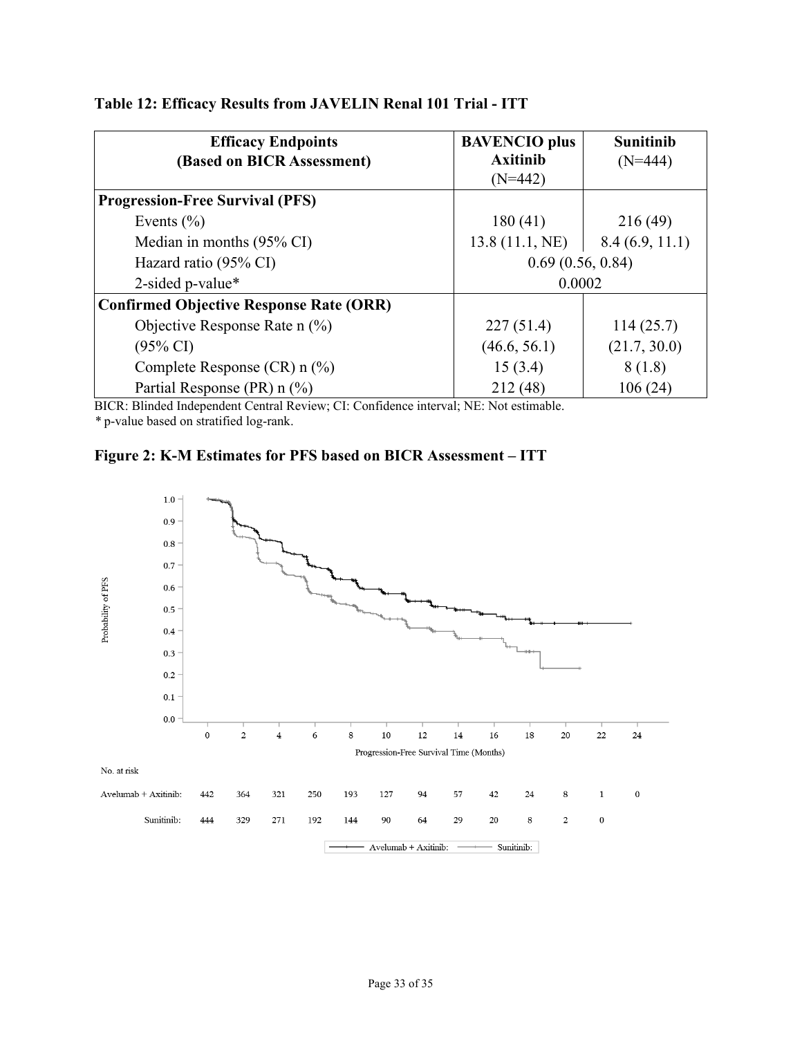**Table 12: Efficacy Results from JAVELIN Renal 101 Trial - ITT**

| Efficacy Endpoints (Based on BICR Assessment) | BAVENCIO plus Axitinib (N=442) | Sunitinib (N=444) |
|---|---|---|
| **Progression-Free Survival (PFS)** | | |
| Events (%) | 180 (41) | 216 (49) |
| Median in months (95% CI) | 13.8 (11.1, NE) | 8.4 (6.9, 11.1) |
| Hazard ratio (95% CI) | 0.69 (0.56, 0.84) | |
| 2-sided p-value* | 0.0002 | |
| **Confirmed Objective Response Rate (ORR)** | | |
| Objective Response Rate n (%) | 227 (51.4) | 114 (25.7) |
| (95% CI) | (46.6, 56.1) | (21.7, 30.0) |
| Complete Response (CR) n (%) | 15 (3.4) | 8 (1.8) |
| Partial Response (PR) n (%) | 212 (48) | 106 (24) |

BICR: Blinded Independent Central Review; CI: Confidence interval; NE: Not estimable.
* p-value based on stratified log-rank.

**Figure 2: K-M Estimates for PFS based on BICR Assessment – ITT**

No. at risk

| Progression-Free Survival Time (Months) | 0 | 2 | 4 | 6 | 8 | 10 | 12 | 14 | 16 | 18 | 20 | 22 | 24 |
|---|---|---|---|---|---|---|---|---|---|---|---|---|---|
| Avelumab + Axitinib: | 442 | 364 | 321 | 250 | 193 | 127 | 94 | 57 | 42 | 24 | 8 | 1 | 0 |
| Sunitinib: | 444 | 329 | 271 | 192 | 144 | 90 | 64 | 29 | 20 | 8 | 2 | 0 | |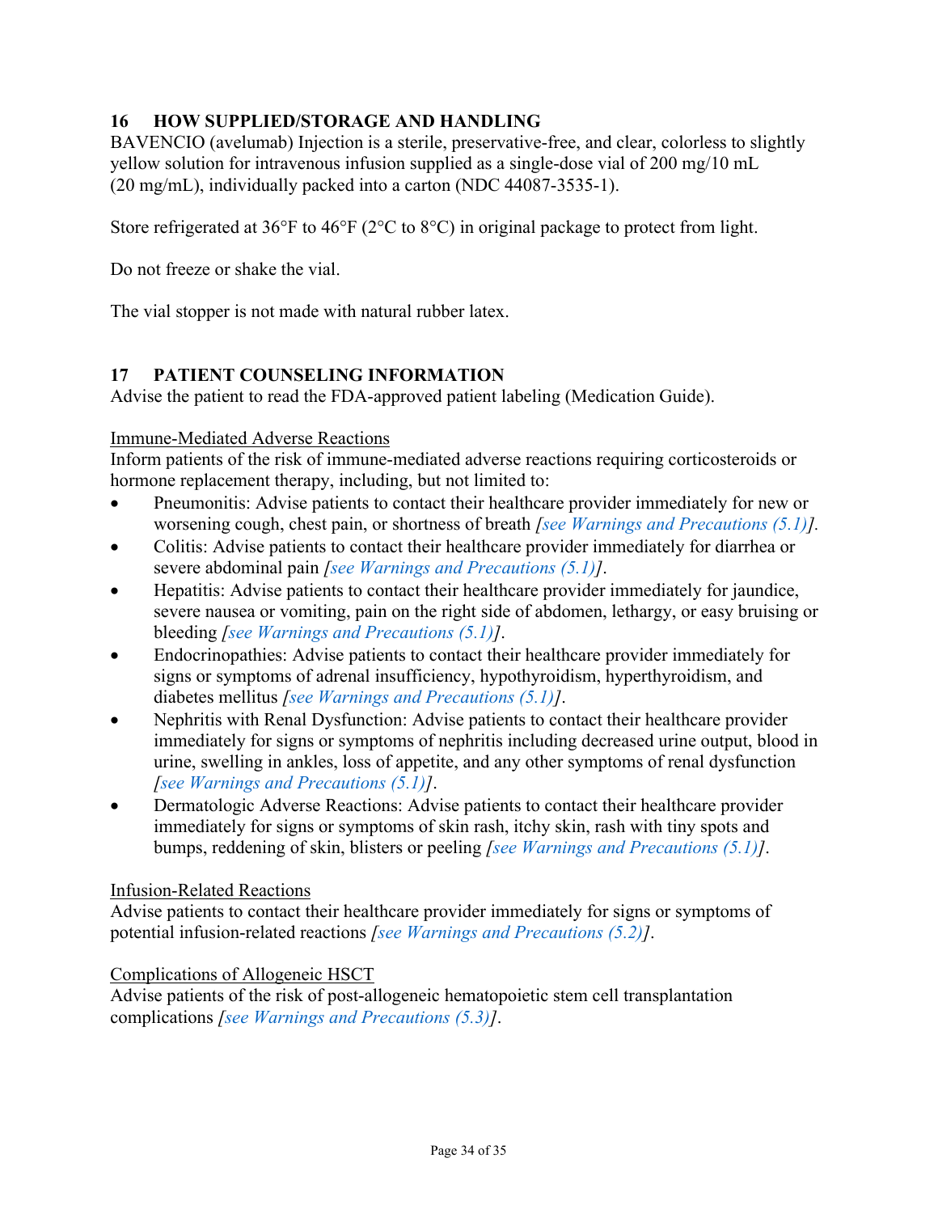## 16 HOW SUPPLIED/STORAGE AND HANDLING

BAVENCIO (avelumab) Injection is a sterile, preservative-free, and clear, colorless to slightly yellow solution for intravenous infusion supplied as a single-dose vial of 200 mg/10 mL (20 mg/mL), individually packed into a carton (NDC 44087-3535-1).

Store refrigerated at 36°F to 46°F (2°C to 8°C) in original package to protect from light.

Do not freeze or shake the vial.

The vial stopper is not made with natural rubber latex.

## 17 PATIENT COUNSELING INFORMATION

Advise the patient to read the FDA-approved patient labeling (Medication Guide).

Immune-Mediated Adverse Reactions

Inform patients of the risk of immune-mediated adverse reactions requiring corticosteroids or hormone replacement therapy, including, but not limited to:

- Pneumonitis: Advise patients to contact their healthcare provider immediately for new or worsening cough, chest pain, or shortness of breath *[see Warnings and Precautions (5.1)]*.
- Colitis: Advise patients to contact their healthcare provider immediately for diarrhea or severe abdominal pain *[see Warnings and Precautions (5.1)]*.
- Hepatitis: Advise patients to contact their healthcare provider immediately for jaundice, severe nausea or vomiting, pain on the right side of abdomen, lethargy, or easy bruising or bleeding *[see Warnings and Precautions (5.1)]*.
- Endocrinopathies: Advise patients to contact their healthcare provider immediately for signs or symptoms of adrenal insufficiency, hypothyroidism, hyperthyroidism, and diabetes mellitus *[see Warnings and Precautions (5.1)]*.
- Nephritis with Renal Dysfunction: Advise patients to contact their healthcare provider immediately for signs or symptoms of nephritis including decreased urine output, blood in urine, swelling in ankles, loss of appetite, and any other symptoms of renal dysfunction *[see Warnings and Precautions (5.1)]*.
- Dermatologic Adverse Reactions: Advise patients to contact their healthcare provider immediately for signs or symptoms of skin rash, itchy skin, rash with tiny spots and bumps, reddening of skin, blisters or peeling *[see Warnings and Precautions (5.1)]*.

Infusion-Related Reactions

Advise patients to contact their healthcare provider immediately for signs or symptoms of potential infusion-related reactions *[see Warnings and Precautions (5.2)]*.

Complications of Allogeneic HSCT

Advise patients of the risk of post-allogeneic hematopoietic stem cell transplantation complications *[see Warnings and Precautions (5.3)]*.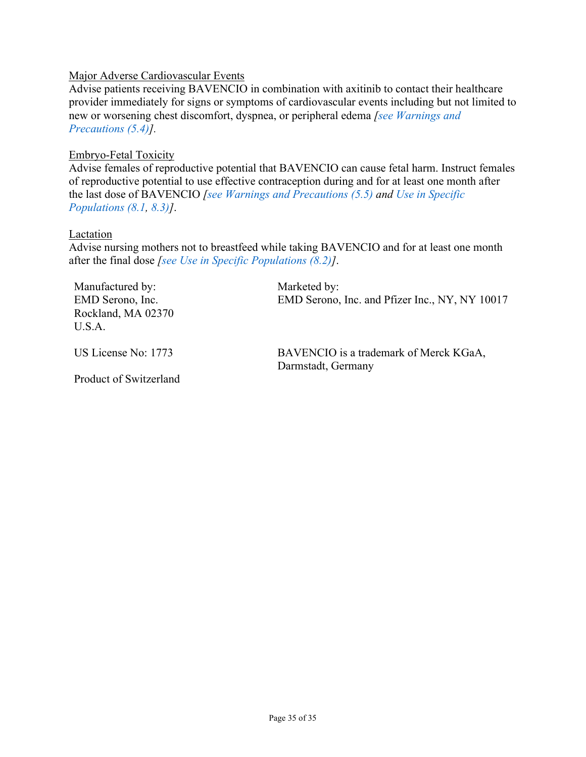Major Adverse Cardiovascular Events

Advise patients receiving BAVENCIO in combination with axitinib to contact their healthcare provider immediately for signs or symptoms of cardiovascular events including but not limited to new or worsening chest discomfort, dyspnea, or peripheral edema *[see Warnings and Precautions (5.4)]*.

Embryo-Fetal Toxicity

Advise females of reproductive potential that BAVENCIO can cause fetal harm. Instruct females of reproductive potential to use effective contraception during and for at least one month after the last dose of BAVENCIO *[see Warnings and Precautions (5.5) and Use in Specific Populations (8.1, 8.3)]*.

Lactation

Advise nursing mothers not to breastfeed while taking BAVENCIO and for at least one month after the final dose *[see Use in Specific Populations (8.2)]*.

Manufactured by:
EMD Serono, Inc.
Rockland, MA 02370
U.S.A.

US License No: 1773

Product of Switzerland

Marketed by:
EMD Serono, Inc. and Pfizer Inc., NY, NY 10017

BAVENCIO is a trademark of Merck KGaA, Darmstadt, Germany